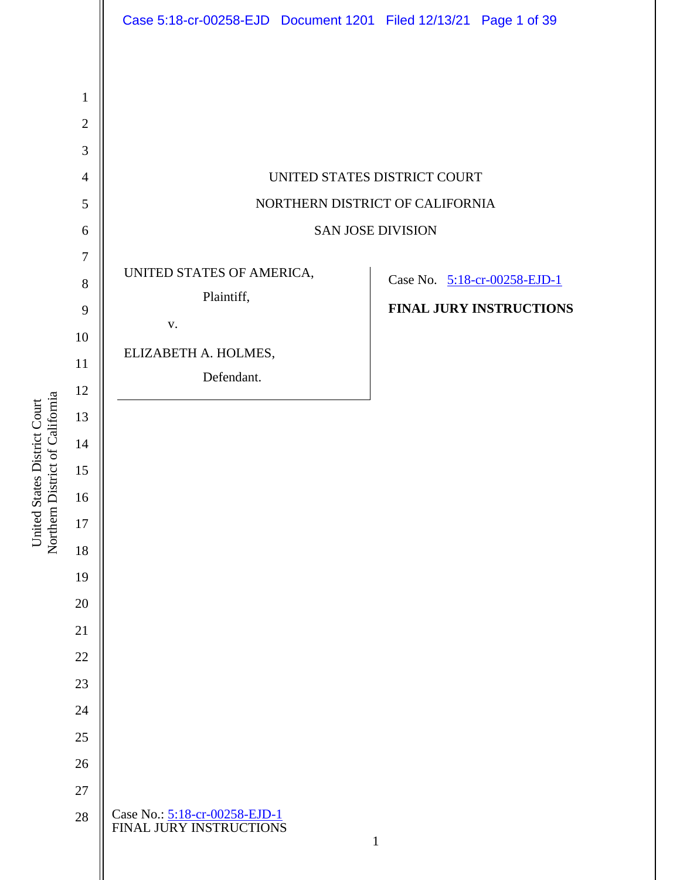UNITED STATES DISTRICT COURT

NORTHERN DISTRICT OF CALIFORNIA

SAN JOSE DIVISION

UNITED STATES OF AMERICA,

Plaintiff,

v.

ELIZABETH A. HOLMES,

Defendant.

Case No. 5:18-cr-00258-EJD-1

**FINAL JURY INSTRUCTIONS**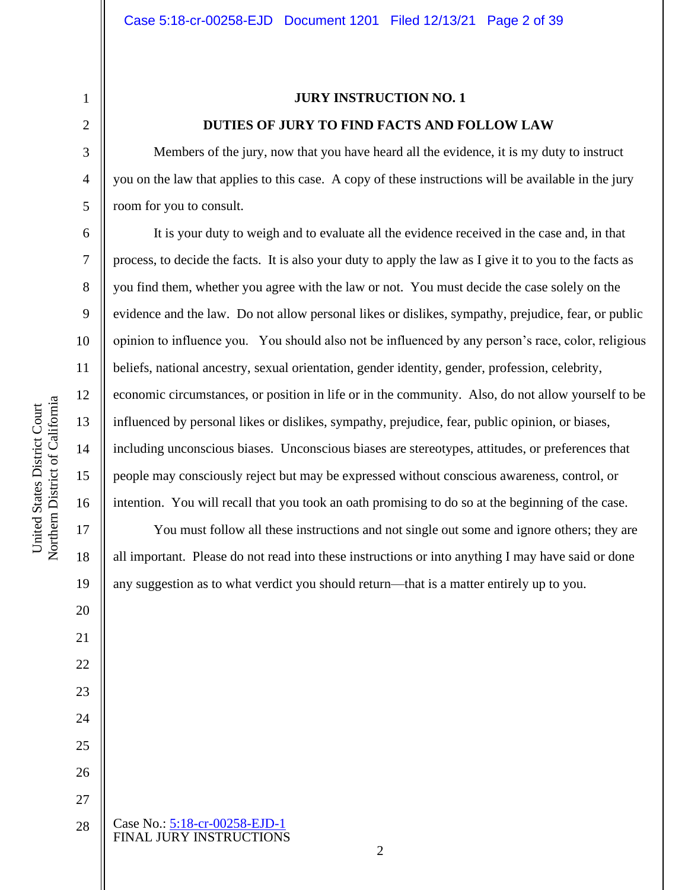**JURY INSTRUCTION NO. 1**

**DUTIES OF JURY TO FIND FACTS AND FOLLOW LAW**

Members of the jury, now that you have heard all the evidence, it is my duty to instruct you on the law that applies to this case. A copy of these instructions will be available in the jury room for you to consult.

It is your duty to weigh and to evaluate all the evidence received in the case and, in that process, to decide the facts. It is also your duty to apply the law as I give it to you to the facts as you find them, whether you agree with the law or not. You must decide the case solely on the evidence and the law. Do not allow personal likes or dislikes, sympathy, prejudice, fear, or public opinion to influence you. You should also not be influenced by any person's race, color, religious beliefs, national ancestry, sexual orientation, gender identity, gender, profession, celebrity, economic circumstances, or position in life or in the community. Also, do not allow yourself to be influenced by personal likes or dislikes, sympathy, prejudice, fear, public opinion, or biases, including unconscious biases. Unconscious biases are stereotypes, attitudes, or preferences that people may consciously reject but may be expressed without conscious awareness, control, or intention. You will recall that you took an oath promising to do so at the beginning of the case.

You must follow all these instructions and not single out some and ignore others; they are all important. Please do not read into these instructions or into anything I may have said or done any suggestion as to what verdict you should return—that is a matter entirely up to you.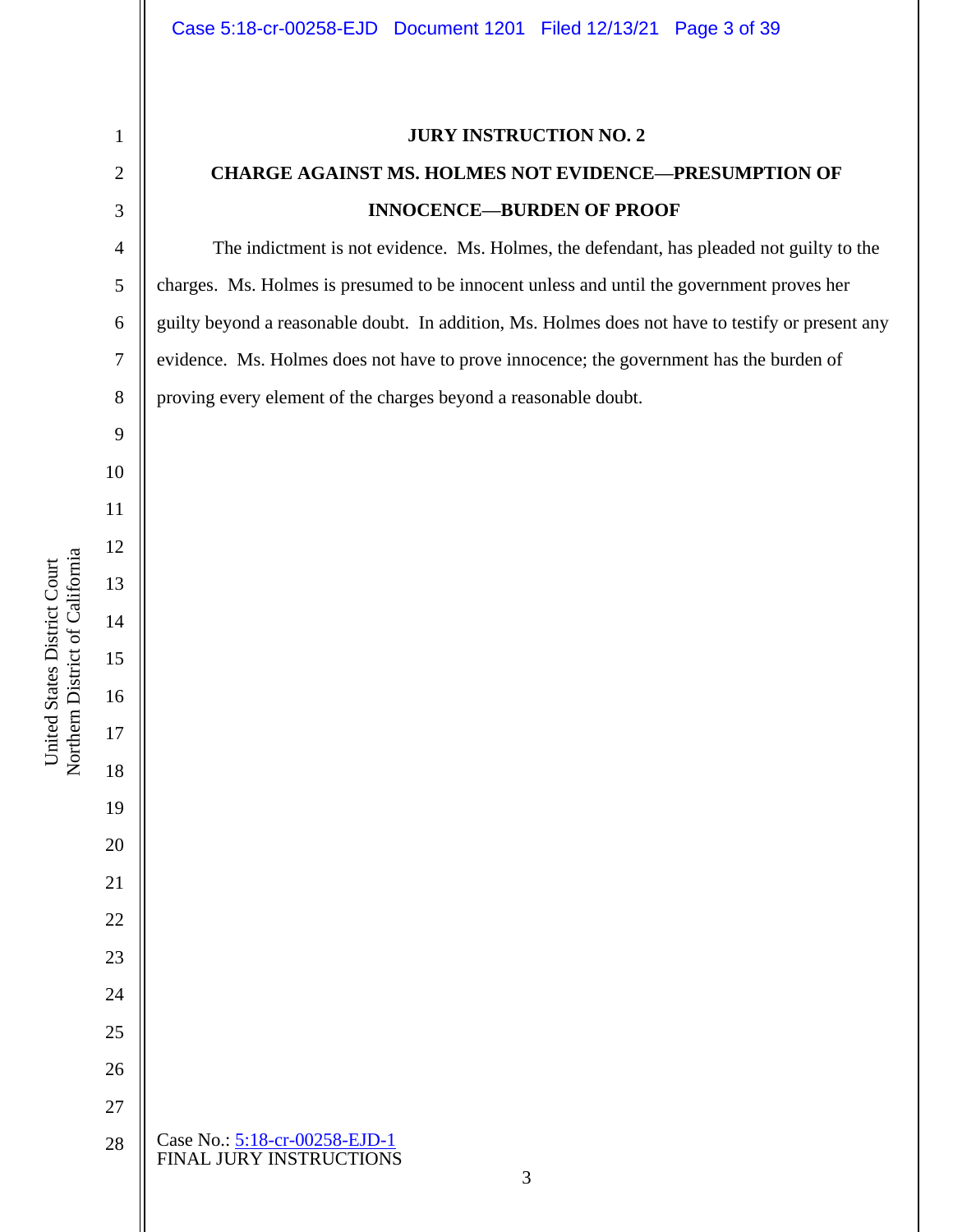## JURY INSTRUCTION NO. 2

## CHARGE AGAINST MS. HOLMES NOT EVIDENCE—PRESUMPTION OF INNOCENCE—BURDEN OF PROOF

The indictment is not evidence. Ms. Holmes, the defendant, has pleaded not guilty to the charges. Ms. Holmes is presumed to be innocent unless and until the government proves her guilty beyond a reasonable doubt. In addition, Ms. Holmes does not have to testify or present any evidence. Ms. Holmes does not have to prove innocence; the government has the burden of proving every element of the charges beyond a reasonable doubt.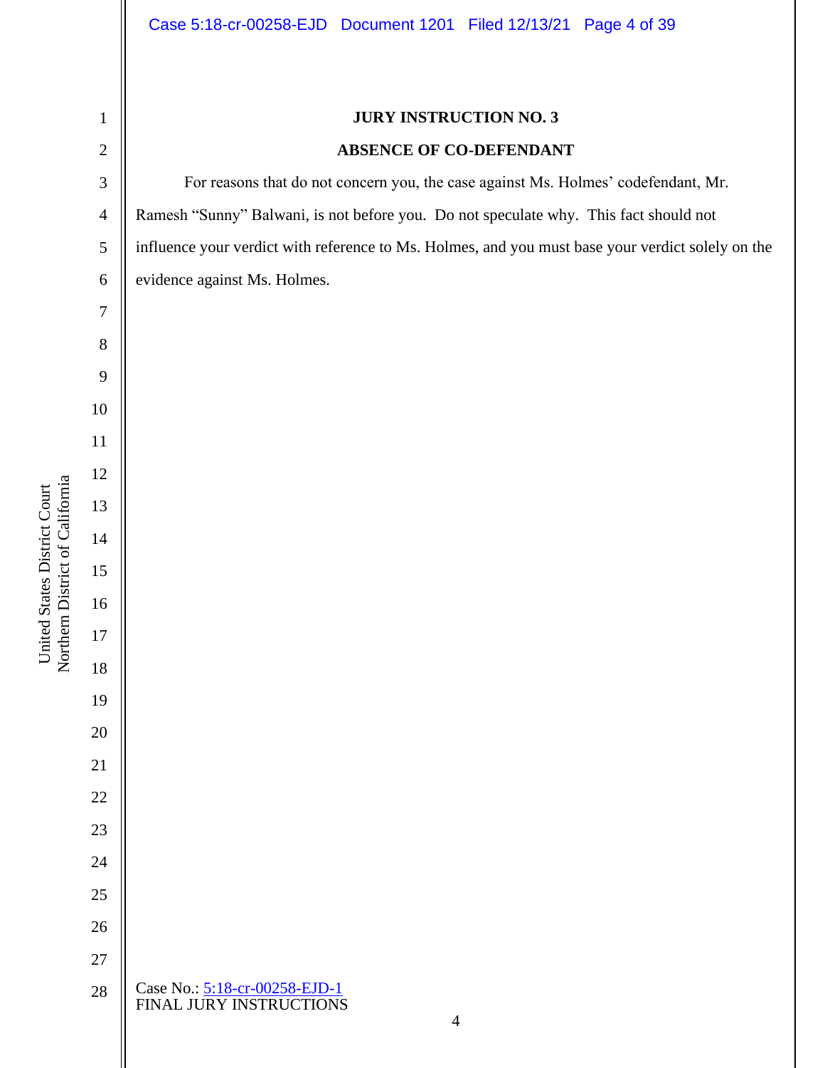**JURY INSTRUCTION NO. 3**

**ABSENCE OF CO-DEFENDANT**

For reasons that do not concern you, the case against Ms. Holmes' codefendant, Mr. Ramesh "Sunny" Balwani, is not before you. Do not speculate why. This fact should not influence your verdict with reference to Ms. Holmes, and you must base your verdict solely on the evidence against Ms. Holmes.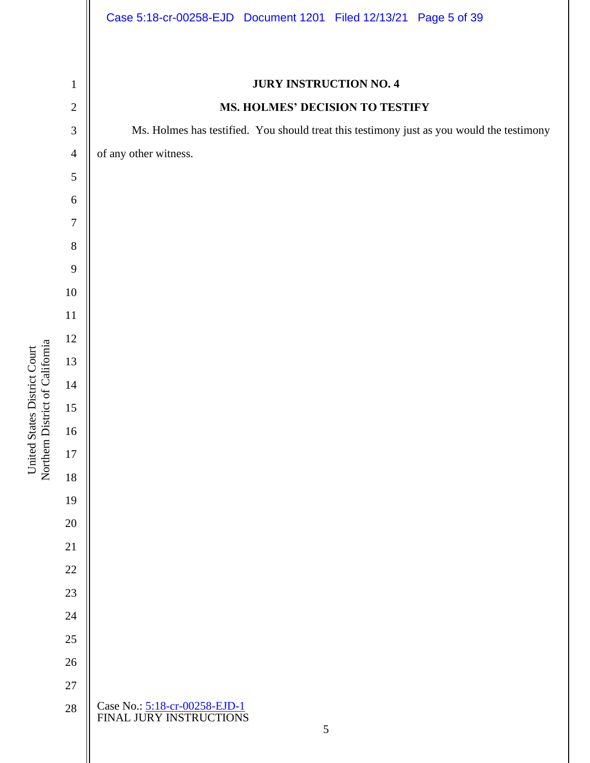**JURY INSTRUCTION NO. 4**

**MS. HOLMES' DECISION TO TESTIFY**

Ms. Holmes has testified. You should treat this testimony just as you would the testimony of any other witness.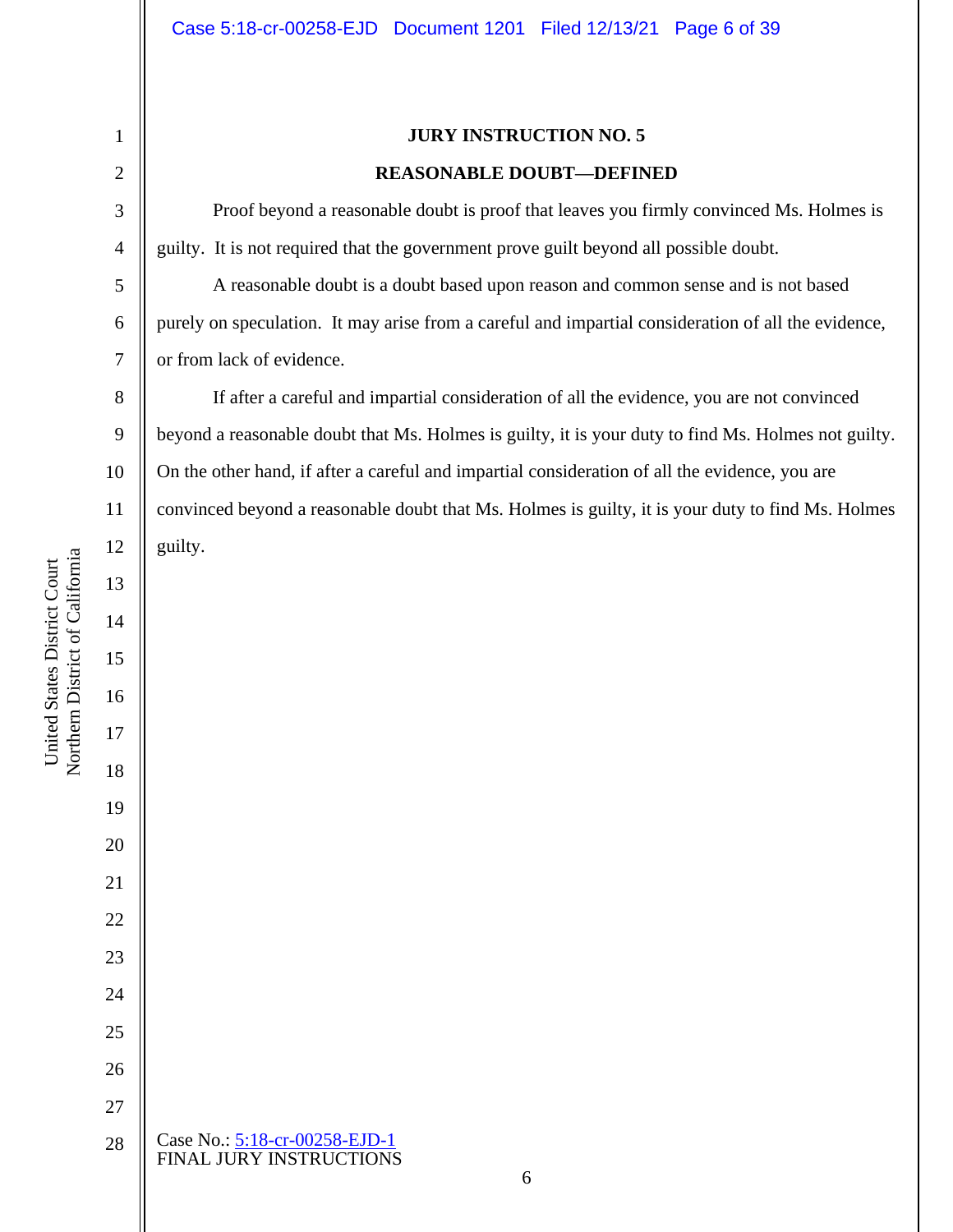**JURY INSTRUCTION NO. 5**

**REASONABLE DOUBT—DEFINED**

Proof beyond a reasonable doubt is proof that leaves you firmly convinced Ms. Holmes is guilty. It is not required that the government prove guilt beyond all possible doubt.

A reasonable doubt is a doubt based upon reason and common sense and is not based purely on speculation. It may arise from a careful and impartial consideration of all the evidence, or from lack of evidence.

If after a careful and impartial consideration of all the evidence, you are not convinced beyond a reasonable doubt that Ms. Holmes is guilty, it is your duty to find Ms. Holmes not guilty. On the other hand, if after a careful and impartial consideration of all the evidence, you are convinced beyond a reasonable doubt that Ms. Holmes is guilty, it is your duty to find Ms. Holmes guilty.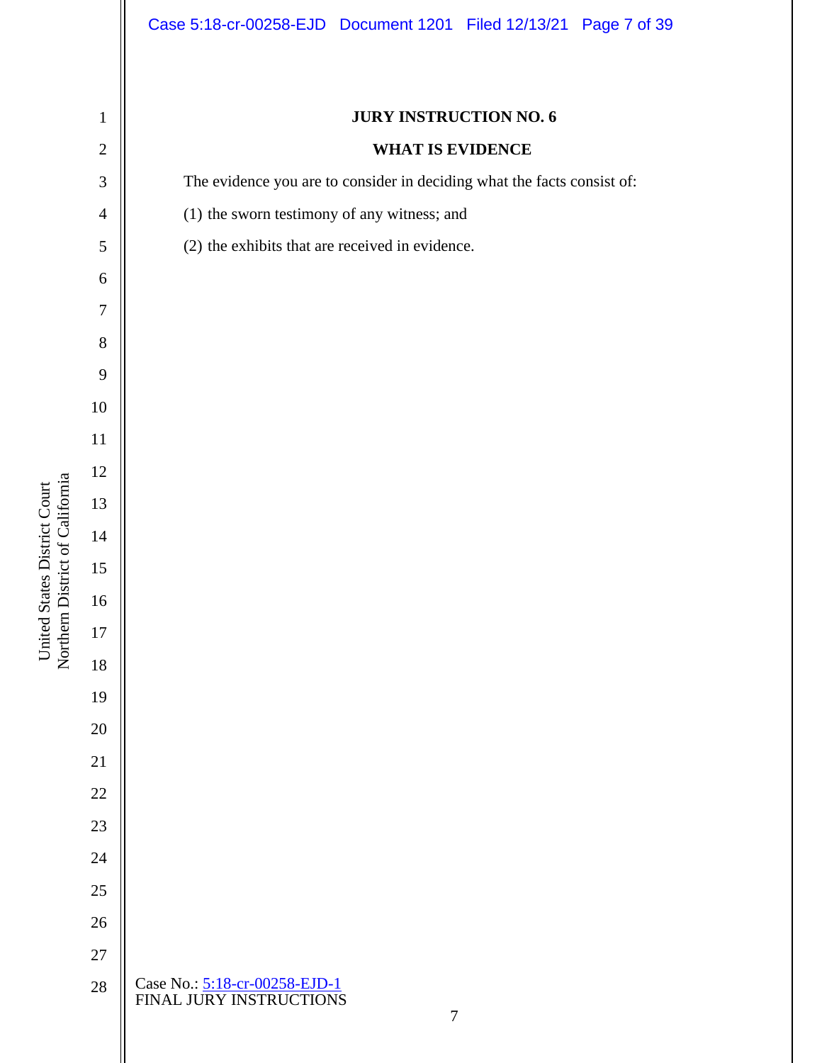**JURY INSTRUCTION NO. 6**

**WHAT IS EVIDENCE**

The evidence you are to consider in deciding what the facts consist of:

(1) the sworn testimony of any witness; and

(2) the exhibits that are received in evidence.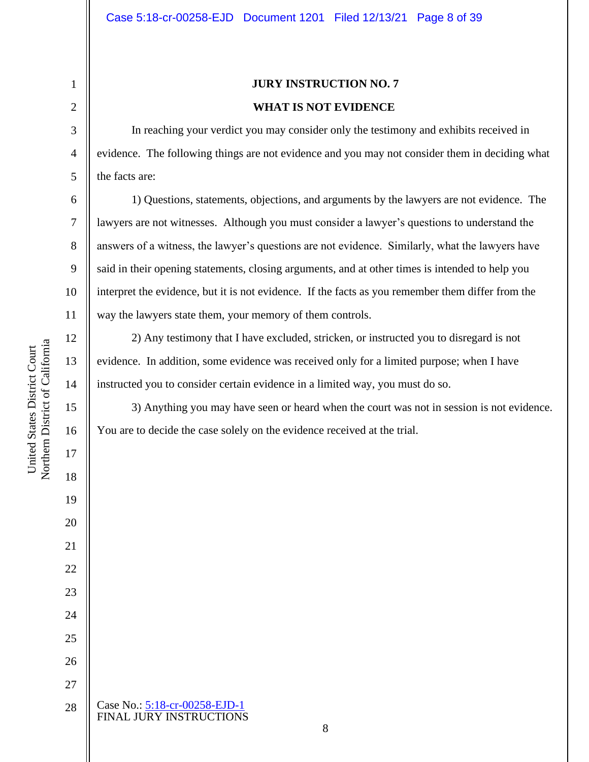# JURY INSTRUCTION NO. 7

## WHAT IS NOT EVIDENCE

In reaching your verdict you may consider only the testimony and exhibits received in evidence. The following things are not evidence and you may not consider them in deciding what the facts are:

1) Questions, statements, objections, and arguments by the lawyers are not evidence. The lawyers are not witnesses. Although you must consider a lawyer's questions to understand the answers of a witness, the lawyer's questions are not evidence. Similarly, what the lawyers have said in their opening statements, closing arguments, and at other times is intended to help you interpret the evidence, but it is not evidence. If the facts as you remember them differ from the way the lawyers state them, your memory of them controls.

2) Any testimony that I have excluded, stricken, or instructed you to disregard is not evidence. In addition, some evidence was received only for a limited purpose; when I have instructed you to consider certain evidence in a limited way, you must do so.

3) Anything you may have seen or heard when the court was not in session is not evidence. You are to decide the case solely on the evidence received at the trial.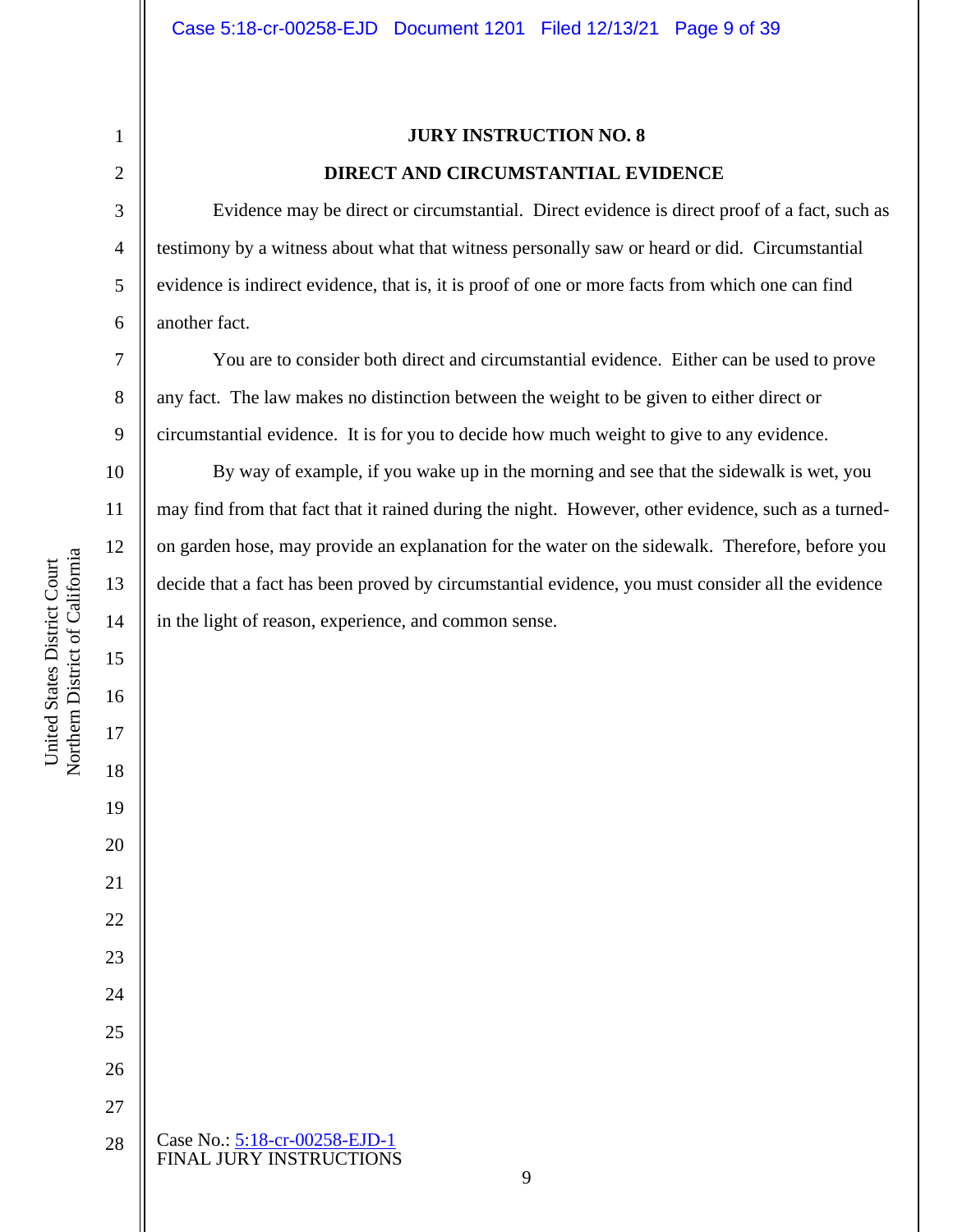## JURY INSTRUCTION NO. 8

## DIRECT AND CIRCUMSTANTIAL EVIDENCE

Evidence may be direct or circumstantial. Direct evidence is direct proof of a fact, such as testimony by a witness about what that witness personally saw or heard or did. Circumstantial evidence is indirect evidence, that is, it is proof of one or more facts from which one can find another fact.

You are to consider both direct and circumstantial evidence. Either can be used to prove any fact. The law makes no distinction between the weight to be given to either direct or circumstantial evidence. It is for you to decide how much weight to give to any evidence.

By way of example, if you wake up in the morning and see that the sidewalk is wet, you may find from that fact that it rained during the night. However, other evidence, such as a turned-on garden hose, may provide an explanation for the water on the sidewalk. Therefore, before you decide that a fact has been proved by circumstantial evidence, you must consider all the evidence in the light of reason, experience, and common sense.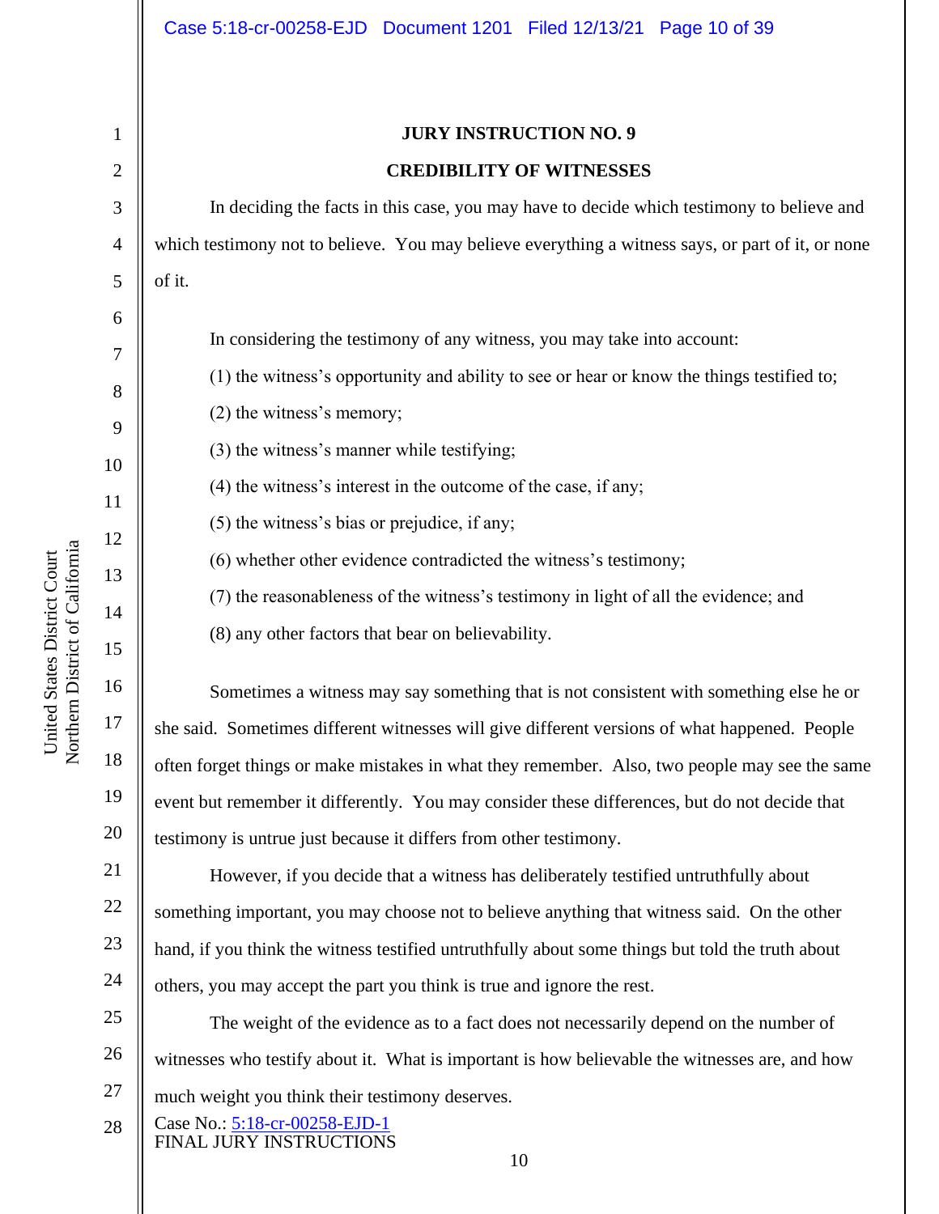**JURY INSTRUCTION NO. 9**

**CREDIBILITY OF WITNESSES**

In deciding the facts in this case, you may have to decide which testimony to believe and which testimony not to believe. You may believe everything a witness says, or part of it, or none of it.

In considering the testimony of any witness, you may take into account:

(1) the witness's opportunity and ability to see or hear or know the things testified to;

(2) the witness's memory;

(3) the witness's manner while testifying;

(4) the witness's interest in the outcome of the case, if any;

(5) the witness's bias or prejudice, if any;

(6) whether other evidence contradicted the witness's testimony;

(7) the reasonableness of the witness's testimony in light of all the evidence; and

(8) any other factors that bear on believability.

Sometimes a witness may say something that is not consistent with something else he or she said. Sometimes different witnesses will give different versions of what happened. People often forget things or make mistakes in what they remember. Also, two people may see the same event but remember it differently. You may consider these differences, but do not decide that testimony is untrue just because it differs from other testimony.

However, if you decide that a witness has deliberately testified untruthfully about something important, you may choose not to believe anything that witness said. On the other hand, if you think the witness testified untruthfully about some things but told the truth about others, you may accept the part you think is true and ignore the rest.

The weight of the evidence as to a fact does not necessarily depend on the number of witnesses who testify about it. What is important is how believable the witnesses are, and how much weight you think their testimony deserves.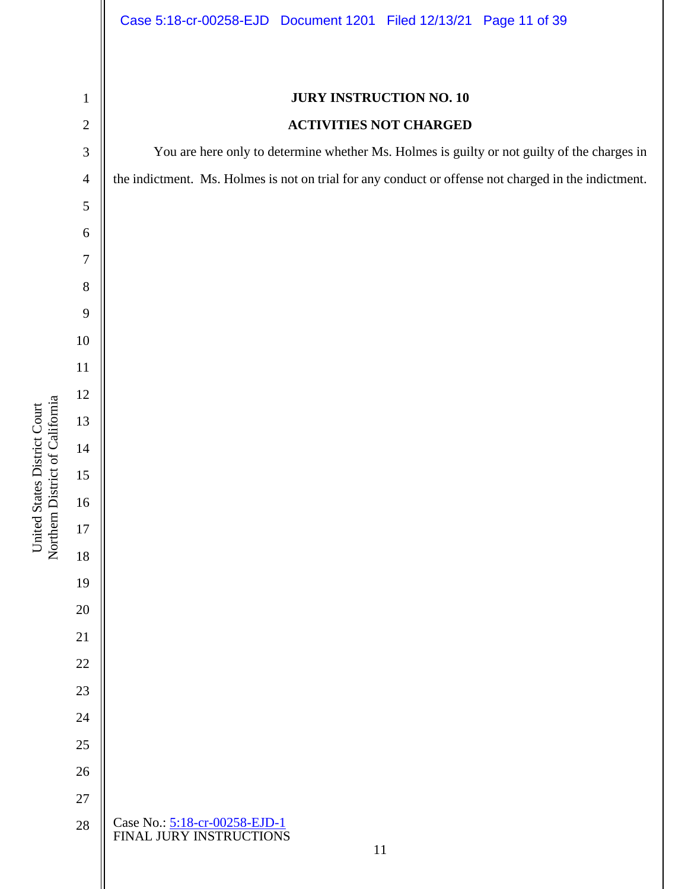**JURY INSTRUCTION NO. 10**

**ACTIVITIES NOT CHARGED**

You are here only to determine whether Ms. Holmes is guilty or not guilty of the charges in the indictment. Ms. Holmes is not on trial for any conduct or offense not charged in the indictment.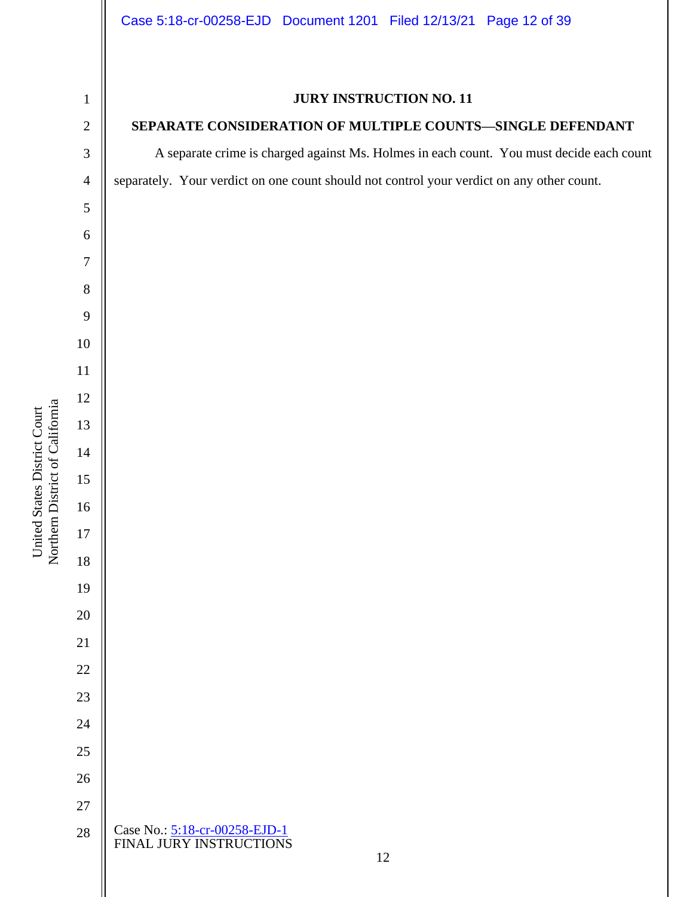**JURY INSTRUCTION NO. 11**

**SEPARATE CONSIDERATION OF MULTIPLE COUNTS—SINGLE DEFENDANT**

A separate crime is charged against Ms. Holmes in each count. You must decide each count separately. Your verdict on one count should not control your verdict on any other count.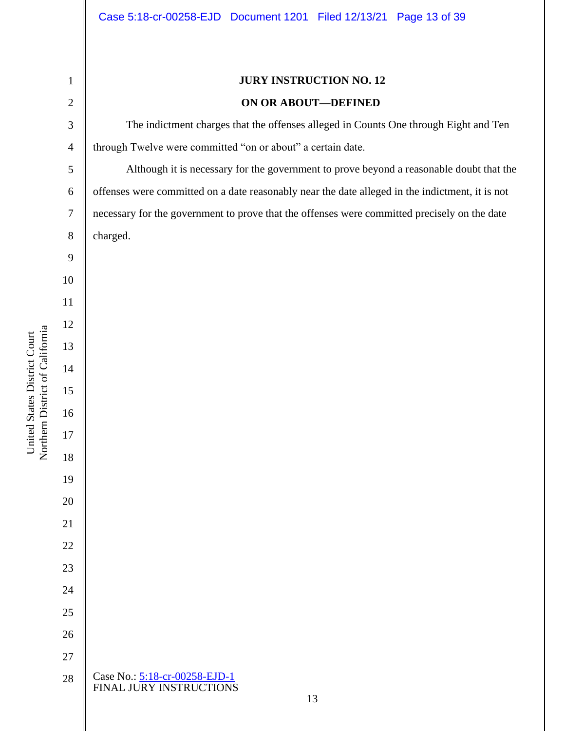**JURY INSTRUCTION NO. 12**

**ON OR ABOUT—DEFINED**

The indictment charges that the offenses alleged in Counts One through Eight and Ten through Twelve were committed "on or about" a certain date.

Although it is necessary for the government to prove beyond a reasonable doubt that the offenses were committed on a date reasonably near the date alleged in the indictment, it is not necessary for the government to prove that the offenses were committed precisely on the date charged.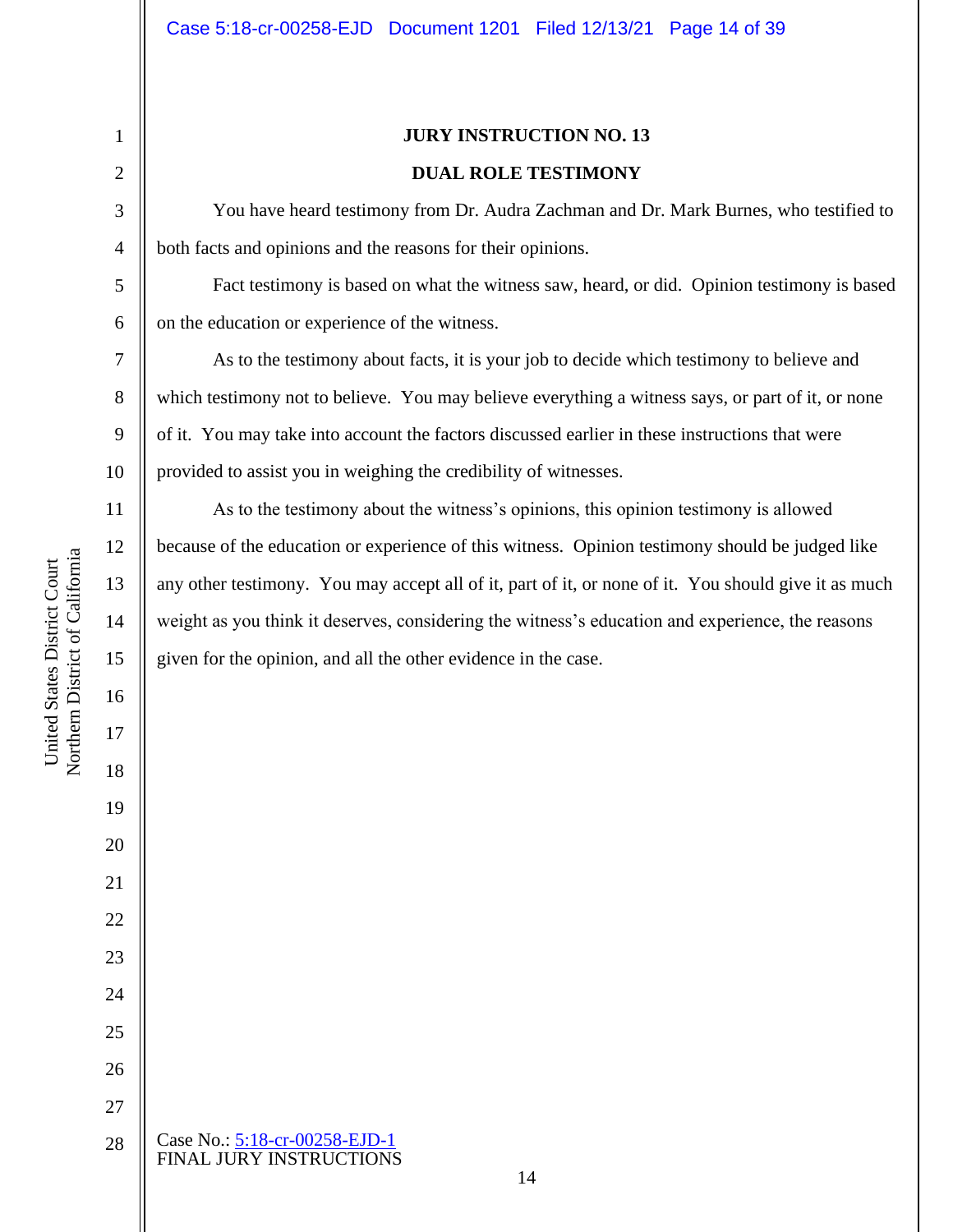# JURY INSTRUCTION NO. 13

## DUAL ROLE TESTIMONY

You have heard testimony from Dr. Audra Zachman and Dr. Mark Burnes, who testified to both facts and opinions and the reasons for their opinions.

Fact testimony is based on what the witness saw, heard, or did. Opinion testimony is based on the education or experience of the witness.

As to the testimony about facts, it is your job to decide which testimony to believe and which testimony not to believe. You may believe everything a witness says, or part of it, or none of it. You may take into account the factors discussed earlier in these instructions that were provided to assist you in weighing the credibility of witnesses.

As to the testimony about the witness's opinions, this opinion testimony is allowed because of the education or experience of this witness. Opinion testimony should be judged like any other testimony. You may accept all of it, part of it, or none of it. You should give it as much weight as you think it deserves, considering the witness's education and experience, the reasons given for the opinion, and all the other evidence in the case.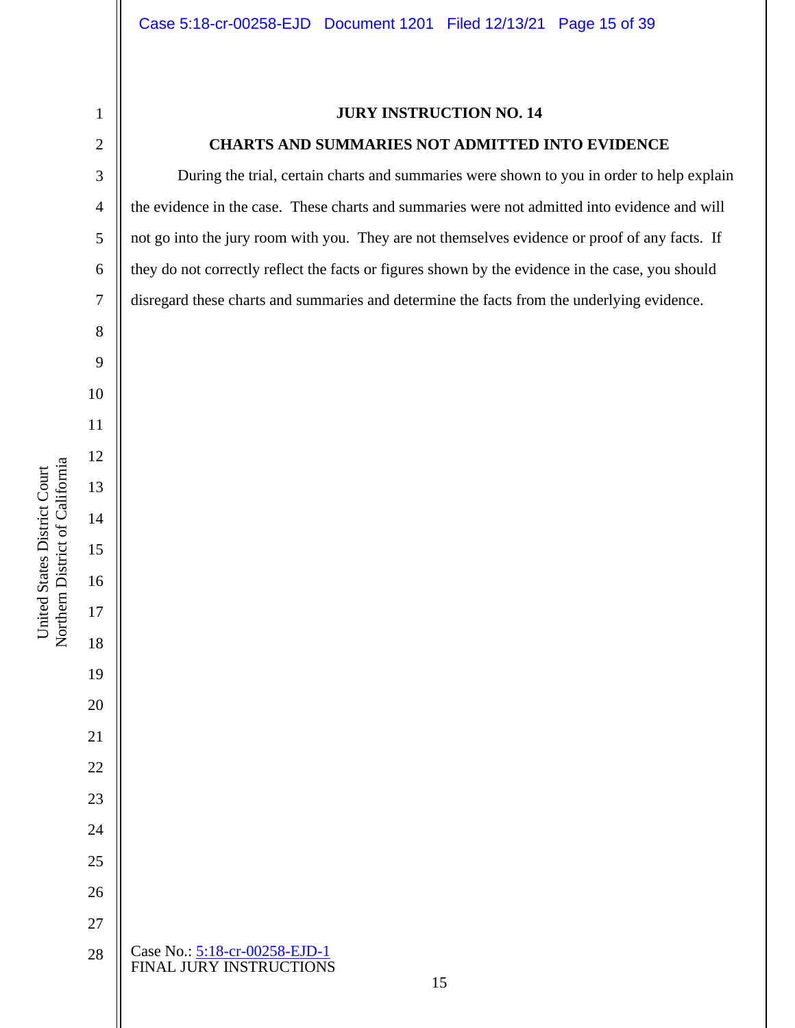**JURY INSTRUCTION NO. 14**

**CHARTS AND SUMMARIES NOT ADMITTED INTO EVIDENCE**

During the trial, certain charts and summaries were shown to you in order to help explain the evidence in the case. These charts and summaries were not admitted into evidence and will not go into the jury room with you. They are not themselves evidence or proof of any facts. If they do not correctly reflect the facts or figures shown by the evidence in the case, you should disregard these charts and summaries and determine the facts from the underlying evidence.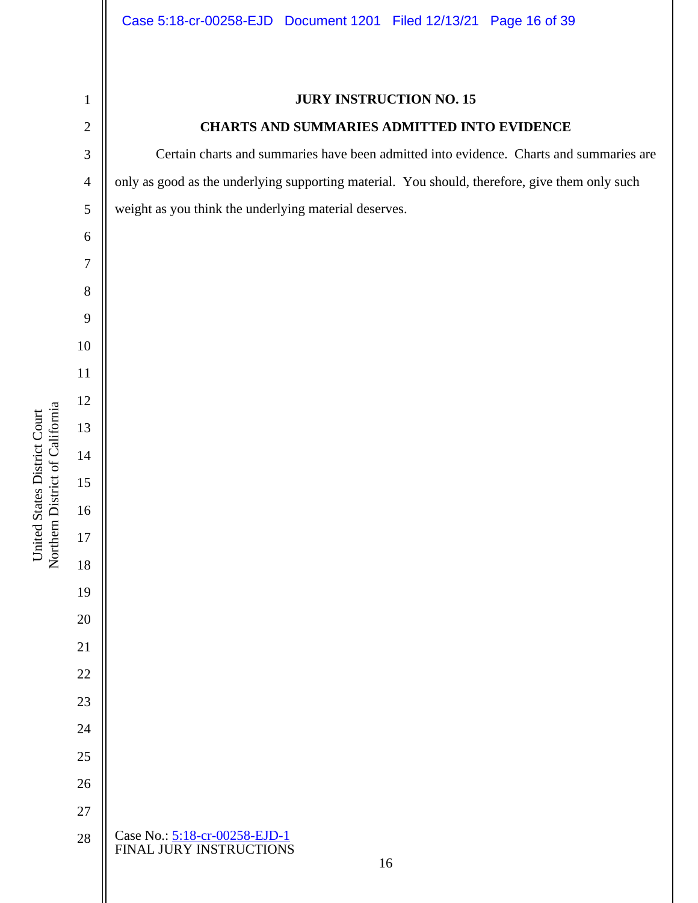**JURY INSTRUCTION NO. 15**

**CHARTS AND SUMMARIES ADMITTED INTO EVIDENCE**

Certain charts and summaries have been admitted into evidence. Charts and summaries are only as good as the underlying supporting material. You should, therefore, give them only such weight as you think the underlying material deserves.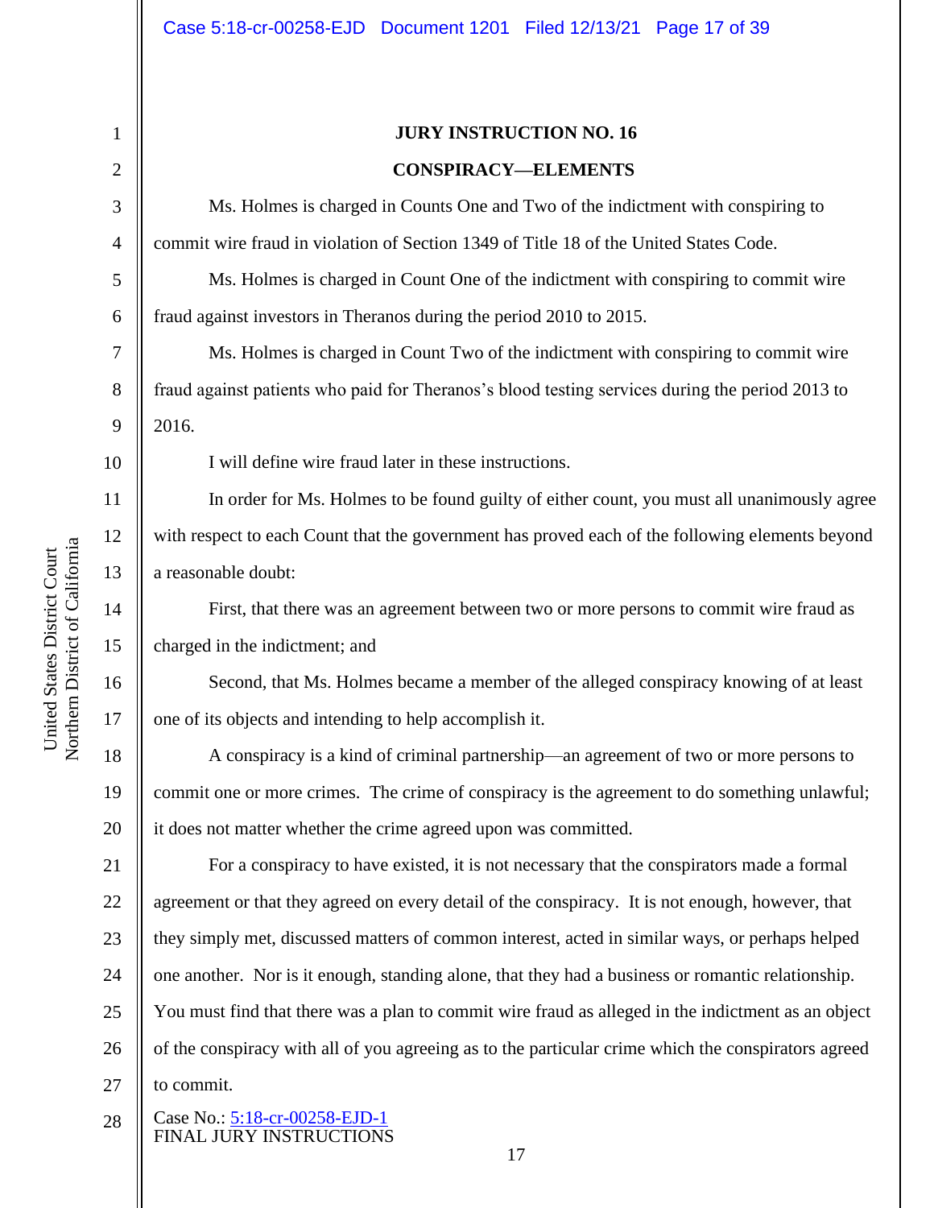**JURY INSTRUCTION NO. 16**

**CONSPIRACY—ELEMENTS**

Ms. Holmes is charged in Counts One and Two of the indictment with conspiring to commit wire fraud in violation of Section 1349 of Title 18 of the United States Code.

Ms. Holmes is charged in Count One of the indictment with conspiring to commit wire fraud against investors in Theranos during the period 2010 to 2015.

Ms. Holmes is charged in Count Two of the indictment with conspiring to commit wire fraud against patients who paid for Theranos's blood testing services during the period 2013 to 2016.

I will define wire fraud later in these instructions.

In order for Ms. Holmes to be found guilty of either count, you must all unanimously agree with respect to each Count that the government has proved each of the following elements beyond a reasonable doubt:

First, that there was an agreement between two or more persons to commit wire fraud as charged in the indictment; and

Second, that Ms. Holmes became a member of the alleged conspiracy knowing of at least one of its objects and intending to help accomplish it.

A conspiracy is a kind of criminal partnership—an agreement of two or more persons to commit one or more crimes. The crime of conspiracy is the agreement to do something unlawful; it does not matter whether the crime agreed upon was committed.

For a conspiracy to have existed, it is not necessary that the conspirators made a formal agreement or that they agreed on every detail of the conspiracy. It is not enough, however, that they simply met, discussed matters of common interest, acted in similar ways, or perhaps helped one another. Nor is it enough, standing alone, that they had a business or romantic relationship. You must find that there was a plan to commit wire fraud as alleged in the indictment as an object of the conspiracy with all of you agreeing as to the particular crime which the conspirators agreed to commit.

Case No.: 5:18-cr-00258-EJD-1
FINAL JURY INSTRUCTIONS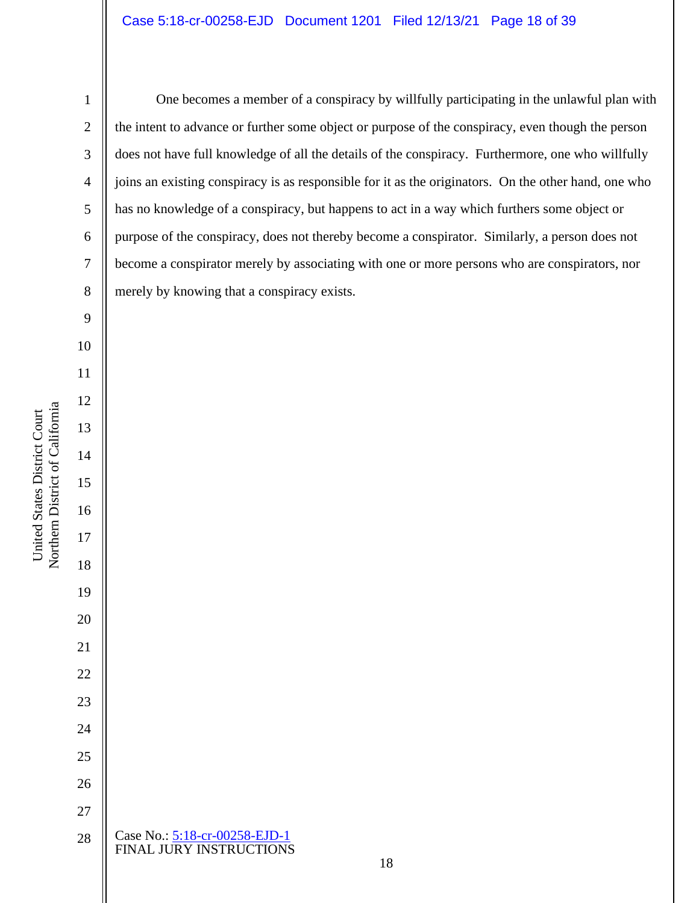One becomes a member of a conspiracy by willfully participating in the unlawful plan with the intent to advance or further some object or purpose of the conspiracy, even though the person does not have full knowledge of all the details of the conspiracy. Furthermore, one who willfully joins an existing conspiracy is as responsible for it as the originators. On the other hand, one who has no knowledge of a conspiracy, but happens to act in a way which furthers some object or purpose of the conspiracy, does not thereby become a conspirator. Similarly, a person does not become a conspirator merely by associating with one or more persons who are conspirators, nor merely by knowing that a conspiracy exists.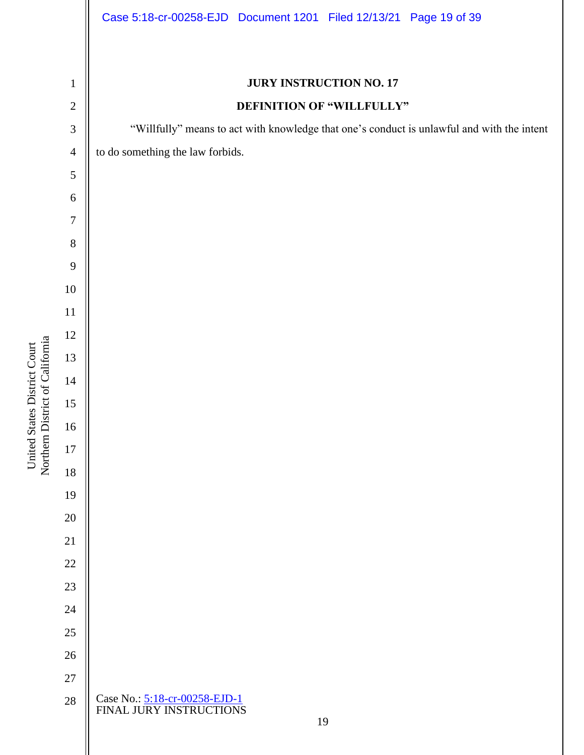**JURY INSTRUCTION NO. 17**

**DEFINITION OF "WILLFULLY"**

"Willfully" means to act with knowledge that one's conduct is unlawful and with the intent to do something the law forbids.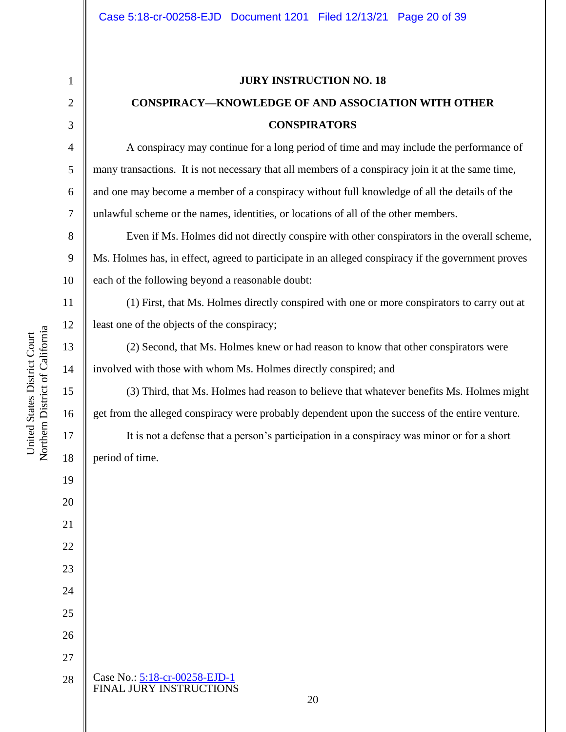## JURY INSTRUCTION NO. 18

## CONSPIRACY—KNOWLEDGE OF AND ASSOCIATION WITH OTHER CONSPIRATORS

A conspiracy may continue for a long period of time and may include the performance of many transactions. It is not necessary that all members of a conspiracy join it at the same time, and one may become a member of a conspiracy without full knowledge of all the details of the unlawful scheme or the names, identities, or locations of all of the other members.

Even if Ms. Holmes did not directly conspire with other conspirators in the overall scheme, Ms. Holmes has, in effect, agreed to participate in an alleged conspiracy if the government proves each of the following beyond a reasonable doubt:

(1) First, that Ms. Holmes directly conspired with one or more conspirators to carry out at least one of the objects of the conspiracy;

(2) Second, that Ms. Holmes knew or had reason to know that other conspirators were involved with those with whom Ms. Holmes directly conspired; and

(3) Third, that Ms. Holmes had reason to believe that whatever benefits Ms. Holmes might get from the alleged conspiracy were probably dependent upon the success of the entire venture.

It is not a defense that a person's participation in a conspiracy was minor or for a short period of time.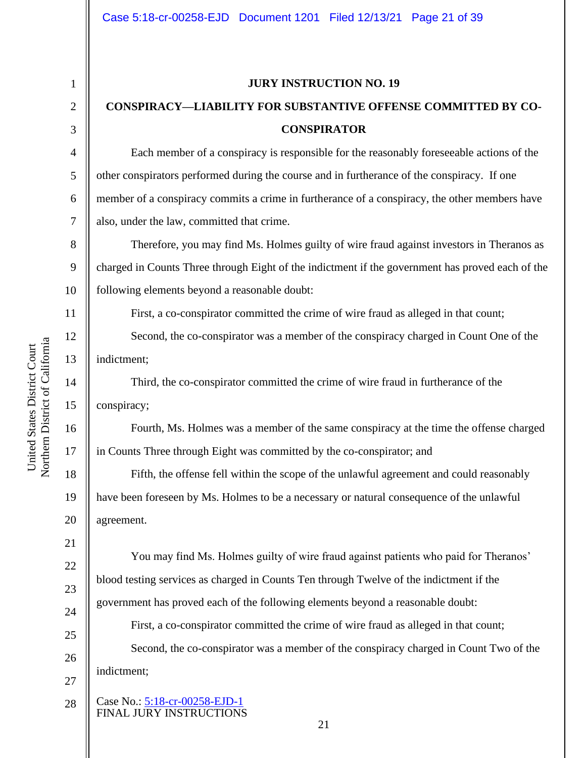## JURY INSTRUCTION NO. 19

## CONSPIRACY—LIABILITY FOR SUBSTANTIVE OFFENSE COMMITTED BY CO-CONSPIRATOR

Each member of a conspiracy is responsible for the reasonably foreseeable actions of the other conspirators performed during the course and in furtherance of the conspiracy. If one member of a conspiracy commits a crime in furtherance of a conspiracy, the other members have also, under the law, committed that crime.

Therefore, you may find Ms. Holmes guilty of wire fraud against investors in Theranos as charged in Counts Three through Eight of the indictment if the government has proved each of the following elements beyond a reasonable doubt:

First, a co-conspirator committed the crime of wire fraud as alleged in that count;

Second, the co-conspirator was a member of the conspiracy charged in Count One of the indictment;

Third, the co-conspirator committed the crime of wire fraud in furtherance of the conspiracy;

Fourth, Ms. Holmes was a member of the same conspiracy at the time the offense charged in Counts Three through Eight was committed by the co-conspirator; and

Fifth, the offense fell within the scope of the unlawful agreement and could reasonably have been foreseen by Ms. Holmes to be a necessary or natural consequence of the unlawful agreement.

You may find Ms. Holmes guilty of wire fraud against patients who paid for Theranos' blood testing services as charged in Counts Ten through Twelve of the indictment if the government has proved each of the following elements beyond a reasonable doubt:

First, a co-conspirator committed the crime of wire fraud as alleged in that count;

Second, the co-conspirator was a member of the conspiracy charged in Count Two of the indictment;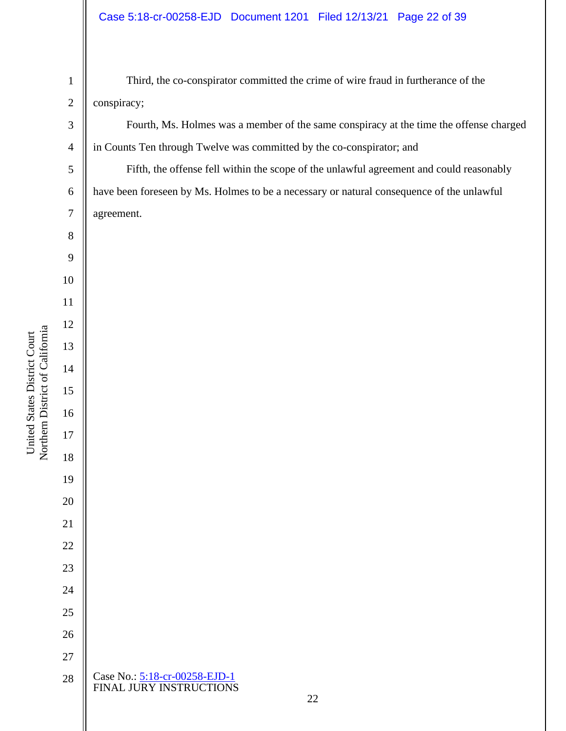Third, the co-conspirator committed the crime of wire fraud in furtherance of the conspiracy;

Fourth, Ms. Holmes was a member of the same conspiracy at the time the offense charged in Counts Ten through Twelve was committed by the co-conspirator; and

Fifth, the offense fell within the scope of the unlawful agreement and could reasonably have been foreseen by Ms. Holmes to be a necessary or natural consequence of the unlawful agreement.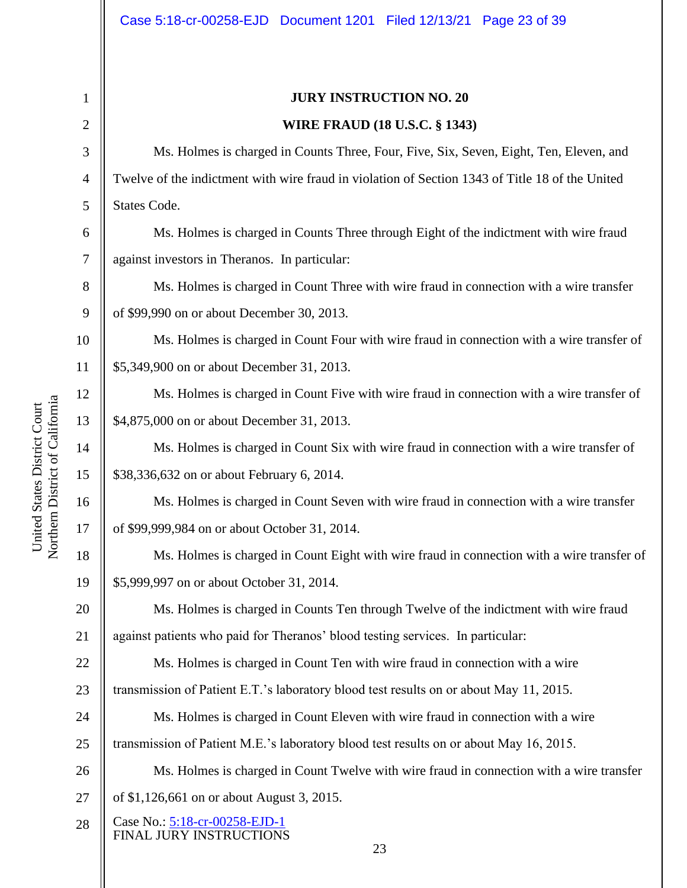**JURY INSTRUCTION NO. 20**

**WIRE FRAUD (18 U.S.C. § 1343)**

Ms. Holmes is charged in Counts Three, Four, Five, Six, Seven, Eight, Ten, Eleven, and Twelve of the indictment with wire fraud in violation of Section 1343 of Title 18 of the United States Code.

Ms. Holmes is charged in Counts Three through Eight of the indictment with wire fraud against investors in Theranos. In particular:

Ms. Holmes is charged in Count Three with wire fraud in connection with a wire transfer of $99,990 on or about December 30, 2013.

Ms. Holmes is charged in Count Four with wire fraud in connection with a wire transfer of $5,349,900 on or about December 31, 2013.

Ms. Holmes is charged in Count Five with wire fraud in connection with a wire transfer of $4,875,000 on or about December 31, 2013.

Ms. Holmes is charged in Count Six with wire fraud in connection with a wire transfer of $38,336,632 on or about February 6, 2014.

Ms. Holmes is charged in Count Seven with wire fraud in connection with a wire transfer of $99,999,984 on or about October 31, 2014.

Ms. Holmes is charged in Count Eight with wire fraud in connection with a wire transfer of $5,999,997 on or about October 31, 2014.

Ms. Holmes is charged in Counts Ten through Twelve of the indictment with wire fraud against patients who paid for Theranos' blood testing services. In particular:

Ms. Holmes is charged in Count Ten with wire fraud in connection with a wire transmission of Patient E.T.'s laboratory blood test results on or about May 11, 2015.

Ms. Holmes is charged in Count Eleven with wire fraud in connection with a wire transmission of Patient M.E.'s laboratory blood test results on or about May 16, 2015.

Ms. Holmes is charged in Count Twelve with wire fraud in connection with a wire transfer of $1,126,661 on or about August 3, 2015.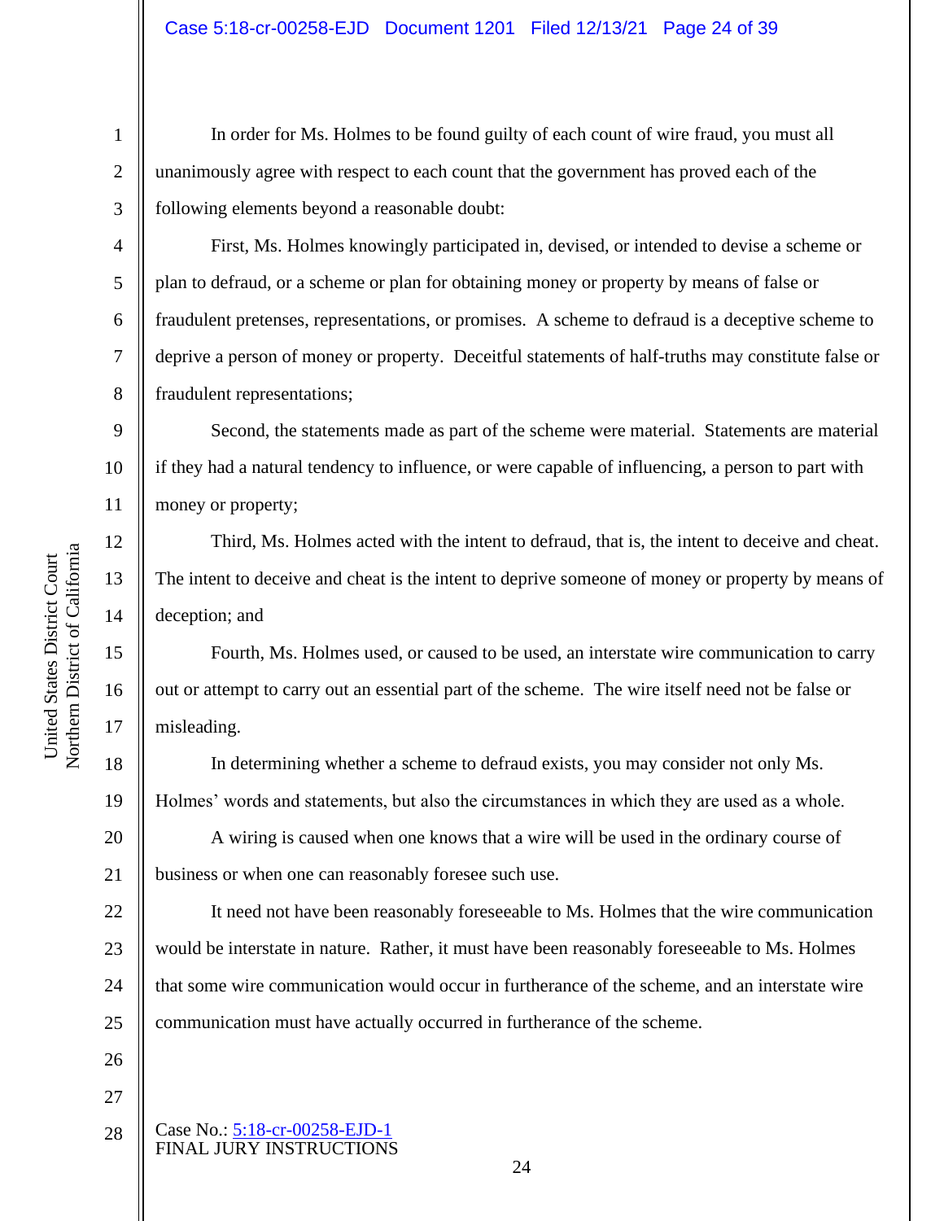In order for Ms. Holmes to be found guilty of each count of wire fraud, you must all unanimously agree with respect to each count that the government has proved each of the following elements beyond a reasonable doubt:

First, Ms. Holmes knowingly participated in, devised, or intended to devise a scheme or plan to defraud, or a scheme or plan for obtaining money or property by means of false or fraudulent pretenses, representations, or promises. A scheme to defraud is a deceptive scheme to deprive a person of money or property. Deceitful statements of half-truths may constitute false or fraudulent representations;

Second, the statements made as part of the scheme were material. Statements are material if they had a natural tendency to influence, or were capable of influencing, a person to part with money or property;

Third, Ms. Holmes acted with the intent to defraud, that is, the intent to deceive and cheat. The intent to deceive and cheat is the intent to deprive someone of money or property by means of deception; and

Fourth, Ms. Holmes used, or caused to be used, an interstate wire communication to carry out or attempt to carry out an essential part of the scheme. The wire itself need not be false or misleading.

In determining whether a scheme to defraud exists, you may consider not only Ms. Holmes' words and statements, but also the circumstances in which they are used as a whole.

A wiring is caused when one knows that a wire will be used in the ordinary course of business or when one can reasonably foresee such use.

It need not have been reasonably foreseeable to Ms. Holmes that the wire communication would be interstate in nature. Rather, it must have been reasonably foreseeable to Ms. Holmes that some wire communication would occur in furtherance of the scheme, and an interstate wire communication must have actually occurred in furtherance of the scheme.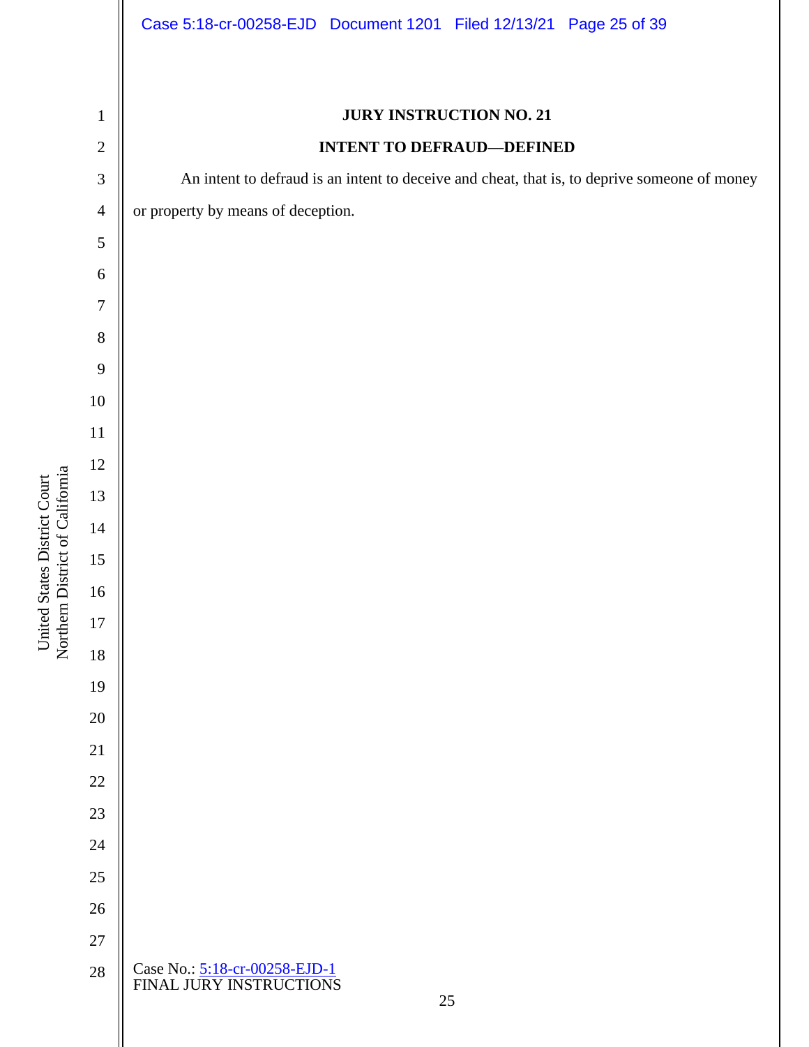**JURY INSTRUCTION NO. 21**

**INTENT TO DEFRAUD—DEFINED**

An intent to defraud is an intent to deceive and cheat, that is, to deprive someone of money or property by means of deception.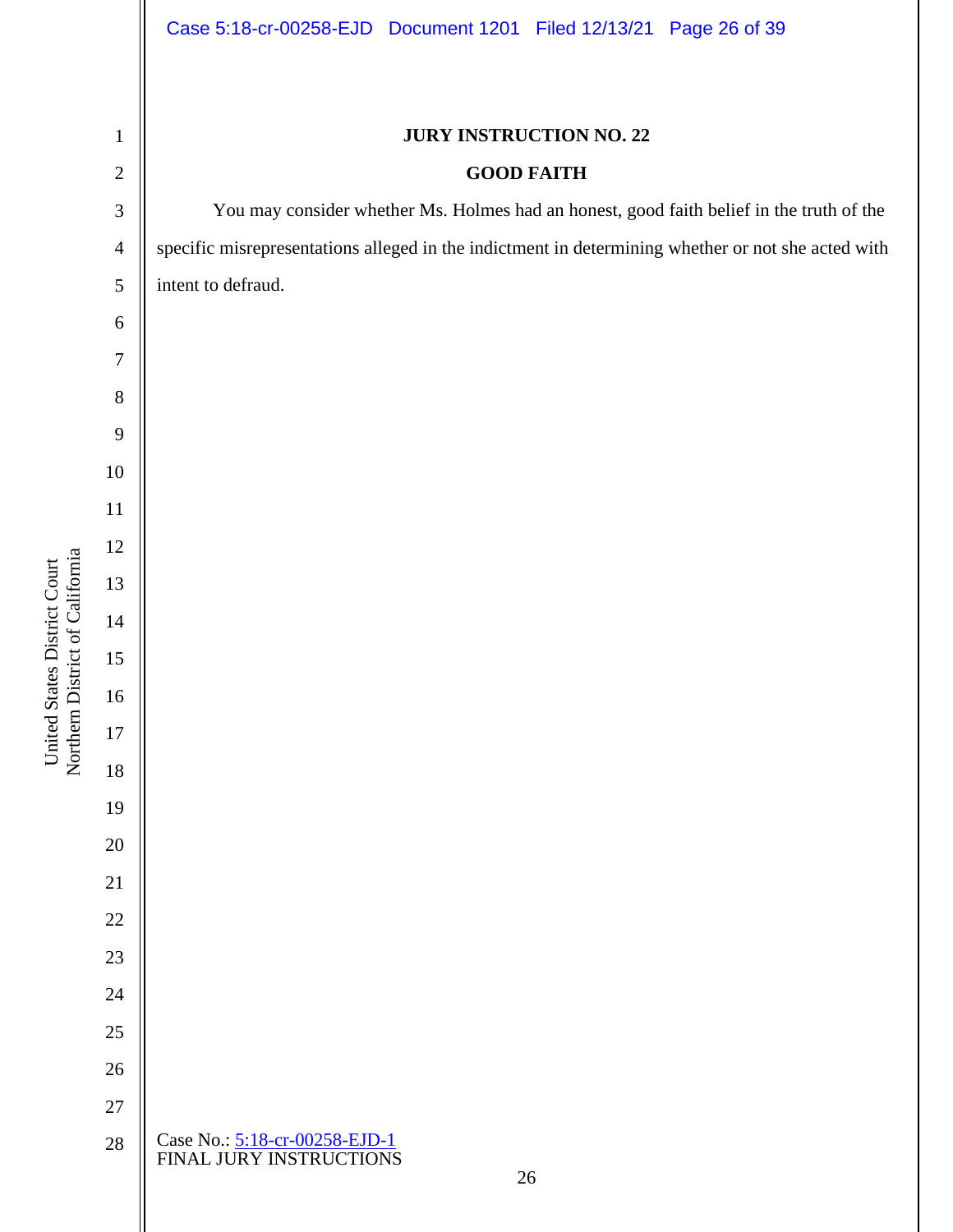**JURY INSTRUCTION NO. 22**

**GOOD FAITH**

You may consider whether Ms. Holmes had an honest, good faith belief in the truth of the specific misrepresentations alleged in the indictment in determining whether or not she acted with intent to defraud.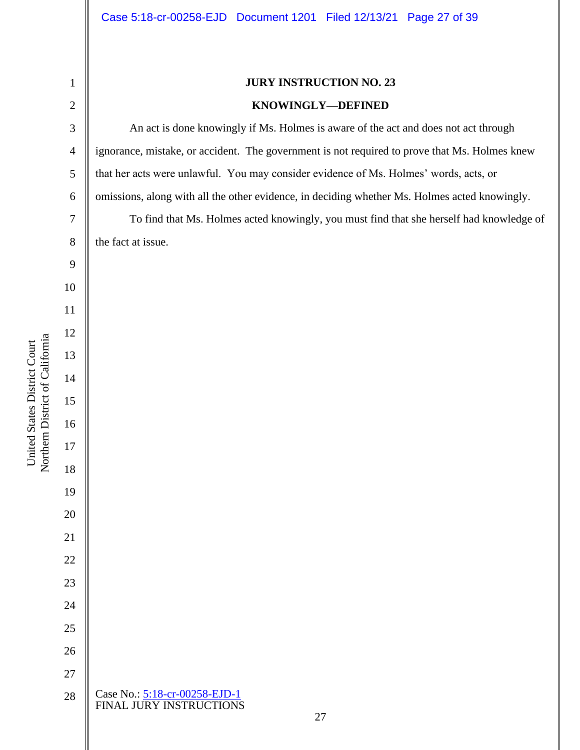**JURY INSTRUCTION NO. 23**

**KNOWINGLY—DEFINED**

An act is done knowingly if Ms. Holmes is aware of the act and does not act through ignorance, mistake, or accident. The government is not required to prove that Ms. Holmes knew that her acts were unlawful. You may consider evidence of Ms. Holmes' words, acts, or omissions, along with all the other evidence, in deciding whether Ms. Holmes acted knowingly.

To find that Ms. Holmes acted knowingly, you must find that she herself had knowledge of the fact at issue.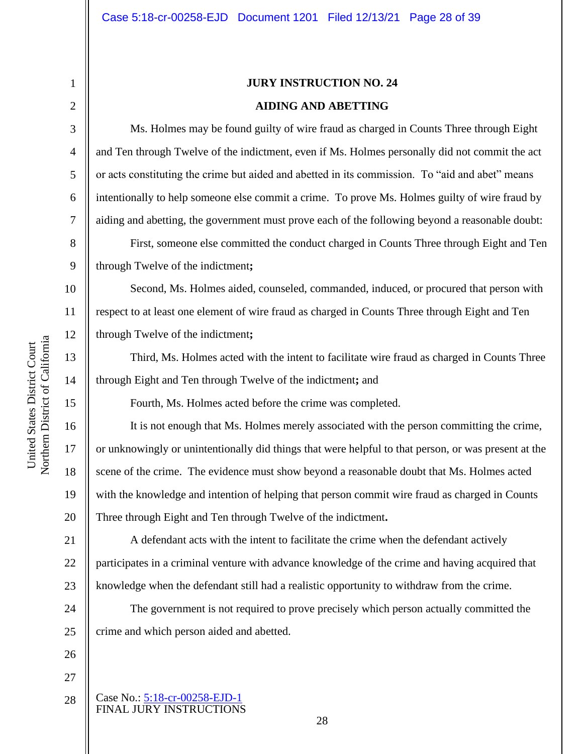**JURY INSTRUCTION NO. 24**

**AIDING AND ABETTING**

Ms. Holmes may be found guilty of wire fraud as charged in Counts Three through Eight and Ten through Twelve of the indictment, even if Ms. Holmes personally did not commit the act or acts constituting the crime but aided and abetted in its commission. To "aid and abet" means intentionally to help someone else commit a crime. To prove Ms. Holmes guilty of wire fraud by aiding and abetting, the government must prove each of the following beyond a reasonable doubt:

First, someone else committed the conduct charged in Counts Three through Eight and Ten through Twelve of the indictment**;**

Second, Ms. Holmes aided, counseled, commanded, induced, or procured that person with respect to at least one element of wire fraud as charged in Counts Three through Eight and Ten through Twelve of the indictment**;**

Third, Ms. Holmes acted with the intent to facilitate wire fraud as charged in Counts Three through Eight and Ten through Twelve of the indictment**;** and

Fourth, Ms. Holmes acted before the crime was completed.

It is not enough that Ms. Holmes merely associated with the person committing the crime, or unknowingly or unintentionally did things that were helpful to that person, or was present at the scene of the crime. The evidence must show beyond a reasonable doubt that Ms. Holmes acted with the knowledge and intention of helping that person commit wire fraud as charged in Counts Three through Eight and Ten through Twelve of the indictment**.**

A defendant acts with the intent to facilitate the crime when the defendant actively participates in a criminal venture with advance knowledge of the crime and having acquired that knowledge when the defendant still had a realistic opportunity to withdraw from the crime.

The government is not required to prove precisely which person actually committed the crime and which person aided and abetted.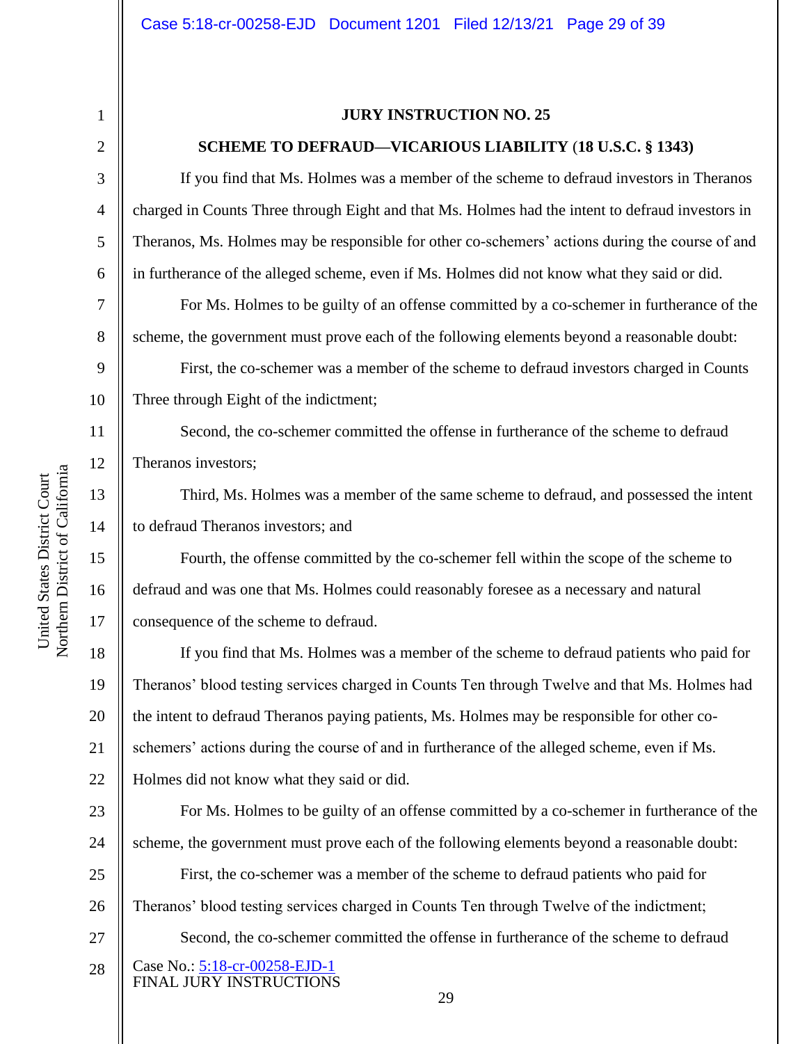**JURY INSTRUCTION NO. 25**

**SCHEME TO DEFRAUD—VICARIOUS LIABILITY (18 U.S.C. § 1343)**

If you find that Ms. Holmes was a member of the scheme to defraud investors in Theranos charged in Counts Three through Eight and that Ms. Holmes had the intent to defraud investors in Theranos, Ms. Holmes may be responsible for other co-schemers' actions during the course of and in furtherance of the alleged scheme, even if Ms. Holmes did not know what they said or did.

For Ms. Holmes to be guilty of an offense committed by a co-schemer in furtherance of the scheme, the government must prove each of the following elements beyond a reasonable doubt:

First, the co-schemer was a member of the scheme to defraud investors charged in Counts Three through Eight of the indictment;

Second, the co-schemer committed the offense in furtherance of the scheme to defraud Theranos investors;

Third, Ms. Holmes was a member of the same scheme to defraud, and possessed the intent to defraud Theranos investors; and

Fourth, the offense committed by the co-schemer fell within the scope of the scheme to defraud and was one that Ms. Holmes could reasonably foresee as a necessary and natural consequence of the scheme to defraud.

If you find that Ms. Holmes was a member of the scheme to defraud patients who paid for Theranos' blood testing services charged in Counts Ten through Twelve and that Ms. Holmes had the intent to defraud Theranos paying patients, Ms. Holmes may be responsible for other co-schemers' actions during the course of and in furtherance of the alleged scheme, even if Ms. Holmes did not know what they said or did.

For Ms. Holmes to be guilty of an offense committed by a co-schemer in furtherance of the scheme, the government must prove each of the following elements beyond a reasonable doubt:

First, the co-schemer was a member of the scheme to defraud patients who paid for Theranos' blood testing services charged in Counts Ten through Twelve of the indictment;

Second, the co-schemer committed the offense in furtherance of the scheme to defraud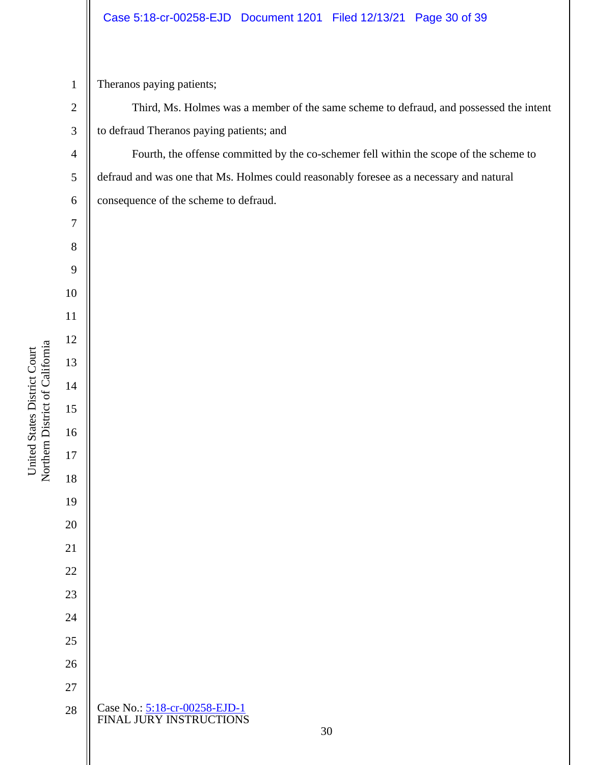Theranos paying patients;

Third, Ms. Holmes was a member of the same scheme to defraud, and possessed the intent to defraud Theranos paying patients; and

Fourth, the offense committed by the co-schemer fell within the scope of the scheme to defraud and was one that Ms. Holmes could reasonably foresee as a necessary and natural consequence of the scheme to defraud.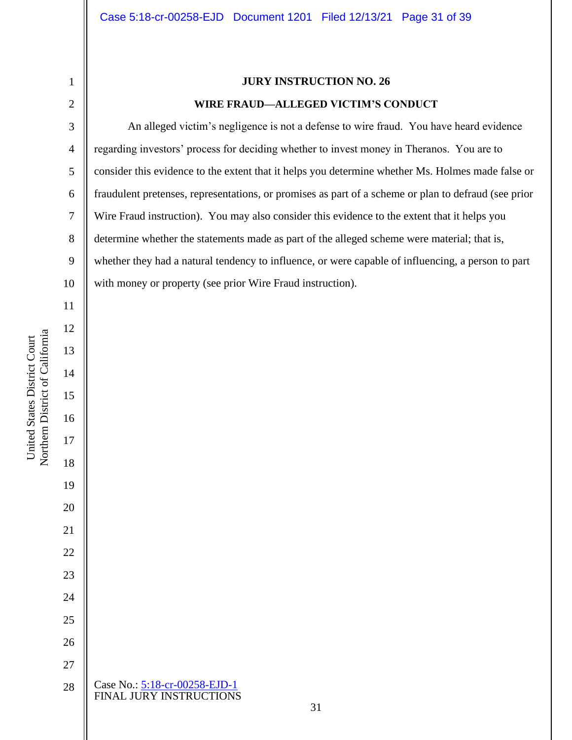**JURY INSTRUCTION NO. 26**

**WIRE FRAUD—ALLEGED VICTIM'S CONDUCT**

An alleged victim's negligence is not a defense to wire fraud. You have heard evidence regarding investors' process for deciding whether to invest money in Theranos. You are to consider this evidence to the extent that it helps you determine whether Ms. Holmes made false or fraudulent pretenses, representations, or promises as part of a scheme or plan to defraud (see prior Wire Fraud instruction). You may also consider this evidence to the extent that it helps you determine whether the statements made as part of the alleged scheme were material; that is, whether they had a natural tendency to influence, or were capable of influencing, a person to part with money or property (see prior Wire Fraud instruction).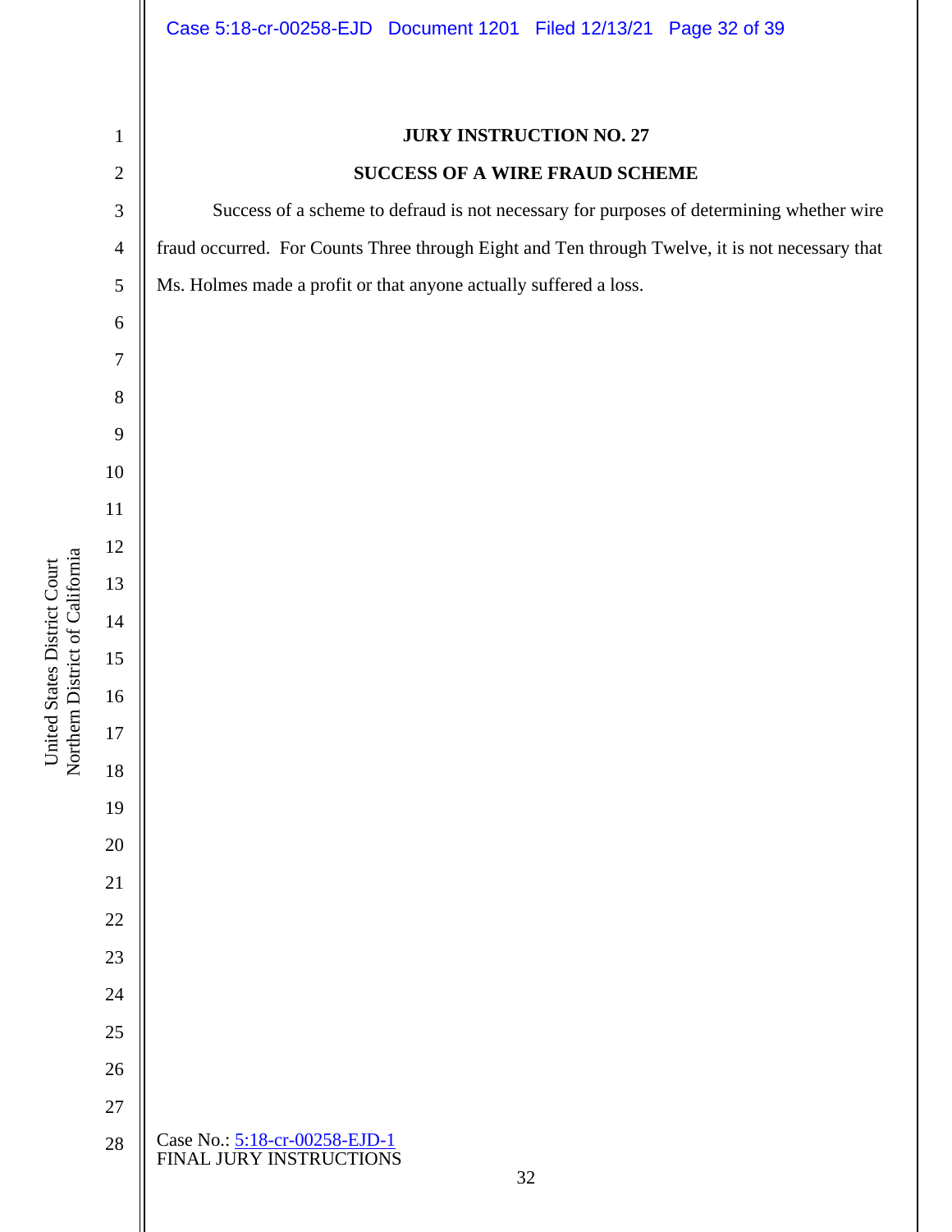**JURY INSTRUCTION NO. 27**

**SUCCESS OF A WIRE FRAUD SCHEME**

Success of a scheme to defraud is not necessary for purposes of determining whether wire fraud occurred. For Counts Three through Eight and Ten through Twelve, it is not necessary that Ms. Holmes made a profit or that anyone actually suffered a loss.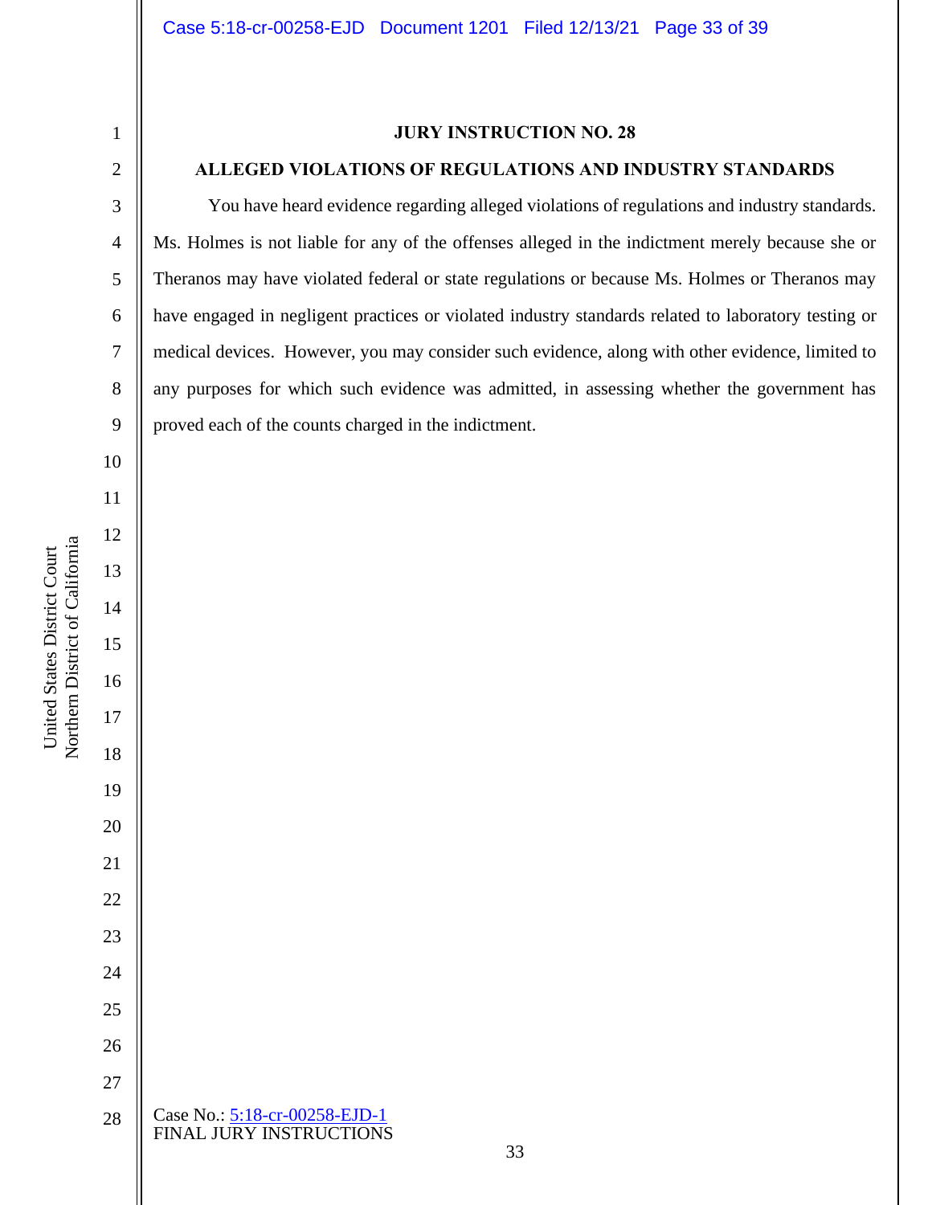**JURY INSTRUCTION NO. 28**

**ALLEGED VIOLATIONS OF REGULATIONS AND INDUSTRY STANDARDS**

You have heard evidence regarding alleged violations of regulations and industry standards. Ms. Holmes is not liable for any of the offenses alleged in the indictment merely because she or Theranos may have violated federal or state regulations or because Ms. Holmes or Theranos may have engaged in negligent practices or violated industry standards related to laboratory testing or medical devices. However, you may consider such evidence, along with other evidence, limited to any purposes for which such evidence was admitted, in assessing whether the government has proved each of the counts charged in the indictment.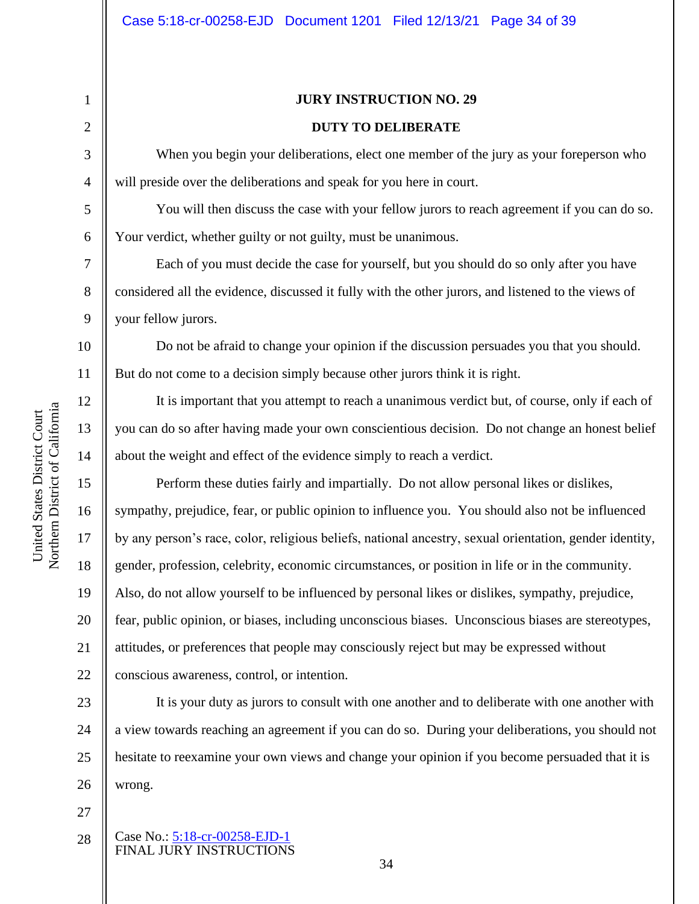**JURY INSTRUCTION NO. 29**

**DUTY TO DELIBERATE**

When you begin your deliberations, elect one member of the jury as your foreperson who will preside over the deliberations and speak for you here in court.

You will then discuss the case with your fellow jurors to reach agreement if you can do so. Your verdict, whether guilty or not guilty, must be unanimous.

Each of you must decide the case for yourself, but you should do so only after you have considered all the evidence, discussed it fully with the other jurors, and listened to the views of your fellow jurors.

Do not be afraid to change your opinion if the discussion persuades you that you should. But do not come to a decision simply because other jurors think it is right.

It is important that you attempt to reach a unanimous verdict but, of course, only if each of you can do so after having made your own conscientious decision. Do not change an honest belief about the weight and effect of the evidence simply to reach a verdict.

Perform these duties fairly and impartially. Do not allow personal likes or dislikes, sympathy, prejudice, fear, or public opinion to influence you. You should also not be influenced by any person's race, color, religious beliefs, national ancestry, sexual orientation, gender identity, gender, profession, celebrity, economic circumstances, or position in life or in the community. Also, do not allow yourself to be influenced by personal likes or dislikes, sympathy, prejudice, fear, public opinion, or biases, including unconscious biases. Unconscious biases are stereotypes, attitudes, or preferences that people may consciously reject but may be expressed without conscious awareness, control, or intention.

It is your duty as jurors to consult with one another and to deliberate with one another with a view towards reaching an agreement if you can do so. During your deliberations, you should not hesitate to reexamine your own views and change your opinion if you become persuaded that it is wrong.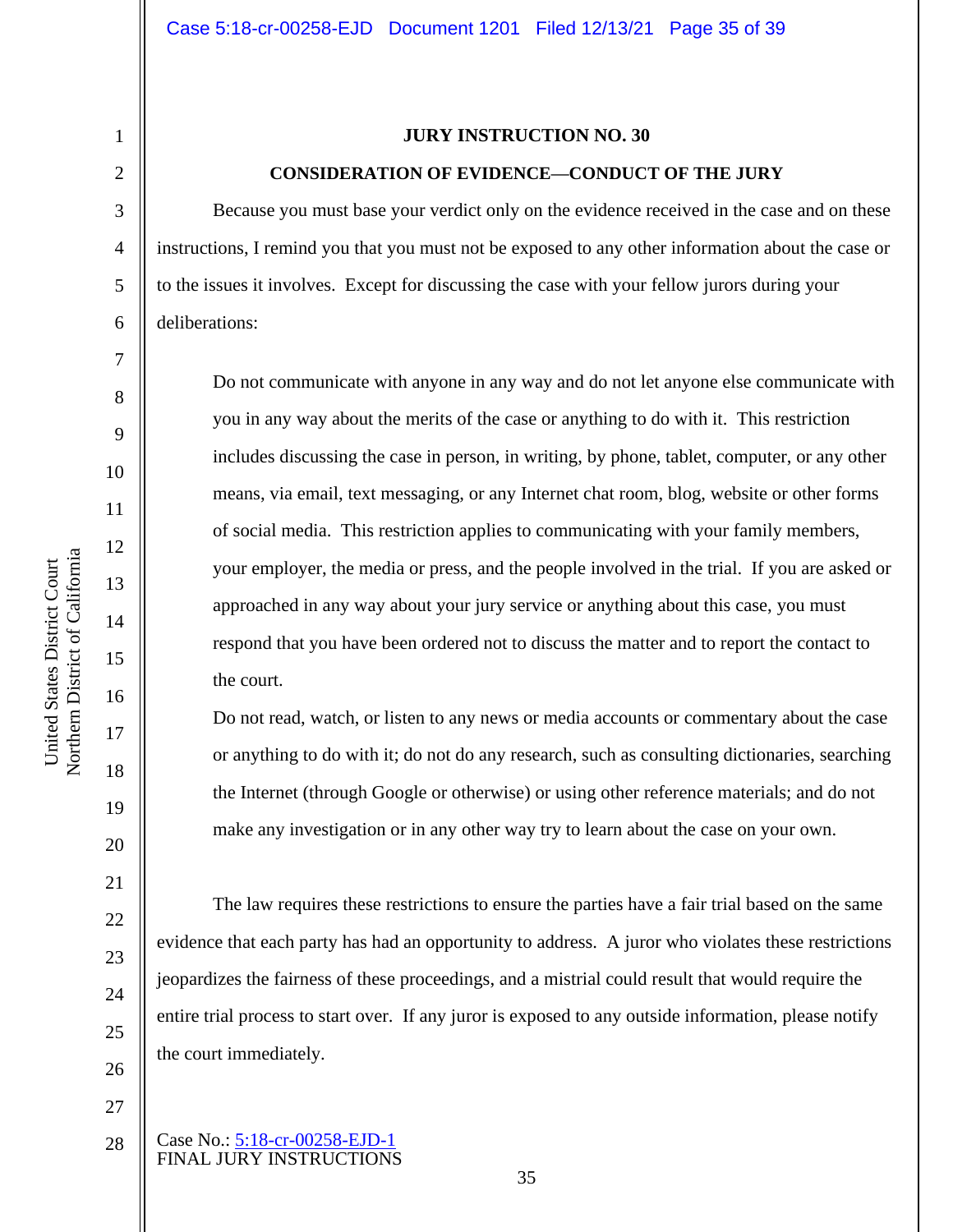**JURY INSTRUCTION NO. 30**

**CONSIDERATION OF EVIDENCE—CONDUCT OF THE JURY**

Because you must base your verdict only on the evidence received in the case and on these instructions, I remind you that you must not be exposed to any other information about the case or to the issues it involves. Except for discussing the case with your fellow jurors during your deliberations:

> Do not communicate with anyone in any way and do not let anyone else communicate with you in any way about the merits of the case or anything to do with it. This restriction includes discussing the case in person, in writing, by phone, tablet, computer, or any other means, via email, text messaging, or any Internet chat room, blog, website or other forms of social media. This restriction applies to communicating with your family members, your employer, the media or press, and the people involved in the trial. If you are asked or approached in any way about your jury service or anything about this case, you must respond that you have been ordered not to discuss the matter and to report the contact to the court.
>
> Do not read, watch, or listen to any news or media accounts or commentary about the case or anything to do with it; do not do any research, such as consulting dictionaries, searching the Internet (through Google or otherwise) or using other reference materials; and do not make any investigation or in any other way try to learn about the case on your own.

The law requires these restrictions to ensure the parties have a fair trial based on the same evidence that each party has had an opportunity to address. A juror who violates these restrictions jeopardizes the fairness of these proceedings, and a mistrial could result that would require the entire trial process to start over. If any juror is exposed to any outside information, please notify the court immediately.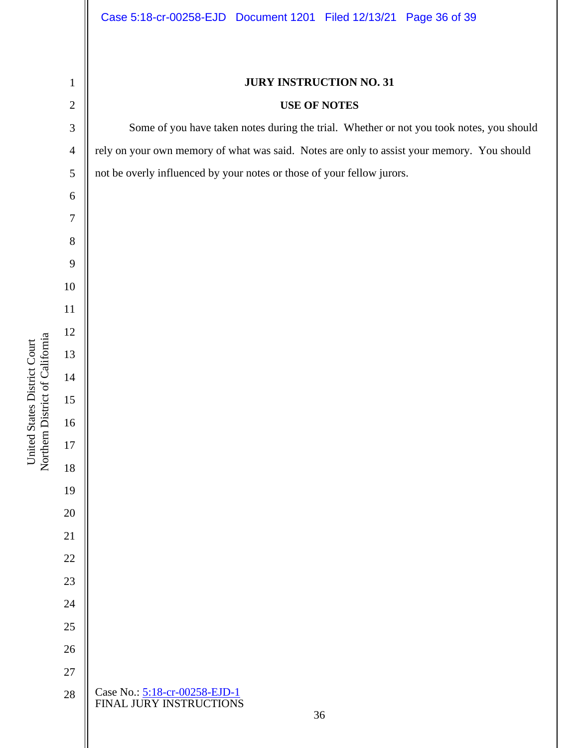**JURY INSTRUCTION NO. 31**

**USE OF NOTES**

Some of you have taken notes during the trial. Whether or not you took notes, you should rely on your own memory of what was said. Notes are only to assist your memory. You should not be overly influenced by your notes or those of your fellow jurors.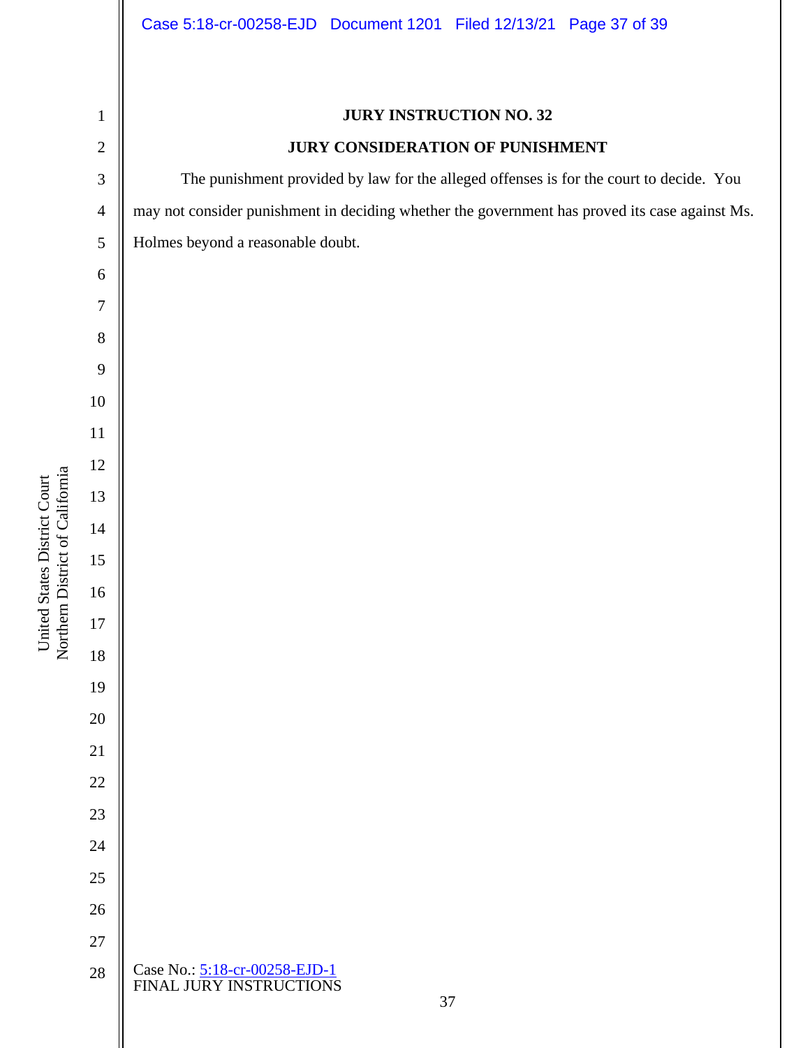**JURY INSTRUCTION NO. 32**

**JURY CONSIDERATION OF PUNISHMENT**

The punishment provided by law for the alleged offenses is for the court to decide. You may not consider punishment in deciding whether the government has proved its case against Ms. Holmes beyond a reasonable doubt.

Case No.: 5:18-cr-00258-EJD-1
FINAL JURY INSTRUCTIONS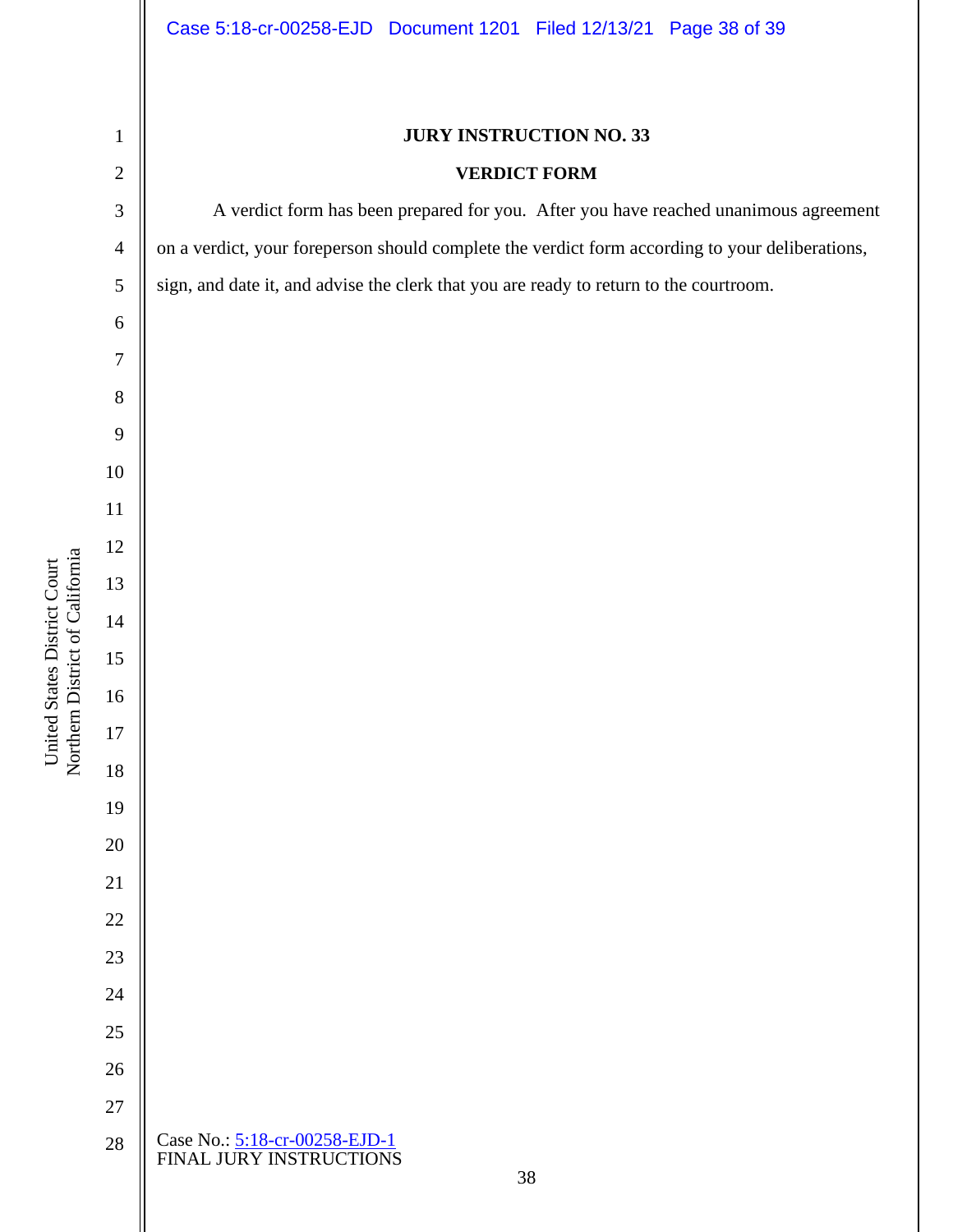**JURY INSTRUCTION NO. 33**

**VERDICT FORM**

A verdict form has been prepared for you. After you have reached unanimous agreement on a verdict, your foreperson should complete the verdict form according to your deliberations, sign, and date it, and advise the clerk that you are ready to return to the courtroom.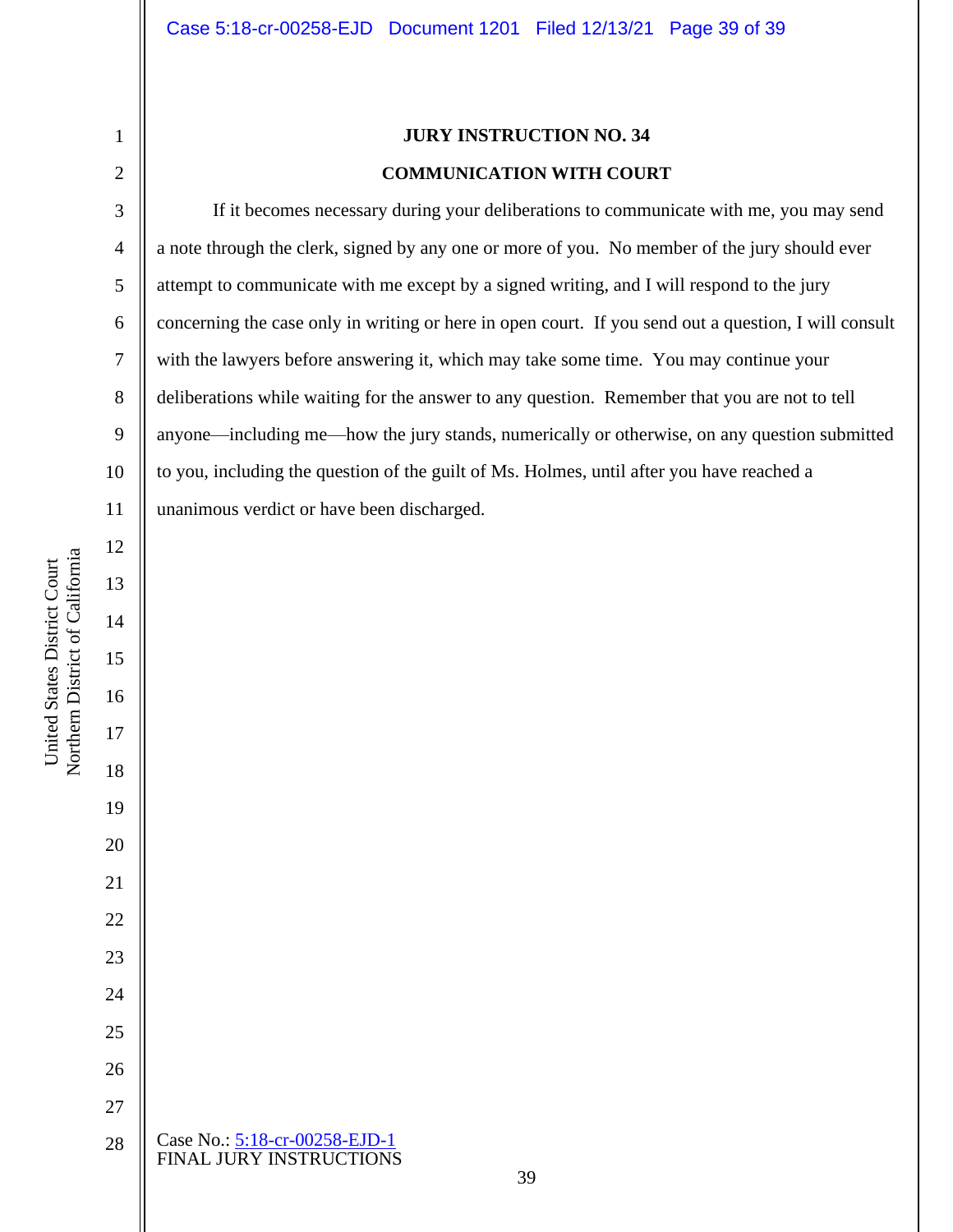**JURY INSTRUCTION NO. 34**

**COMMUNICATION WITH COURT**

If it becomes necessary during your deliberations to communicate with me, you may send a note through the clerk, signed by any one or more of you. No member of the jury should ever attempt to communicate with me except by a signed writing, and I will respond to the jury concerning the case only in writing or here in open court. If you send out a question, I will consult with the lawyers before answering it, which may take some time. You may continue your deliberations while waiting for the answer to any question. Remember that you are not to tell anyone—including me—how the jury stands, numerically or otherwise, on any question submitted to you, including the question of the guilt of Ms. Holmes, until after you have reached a unanimous verdict or have been discharged.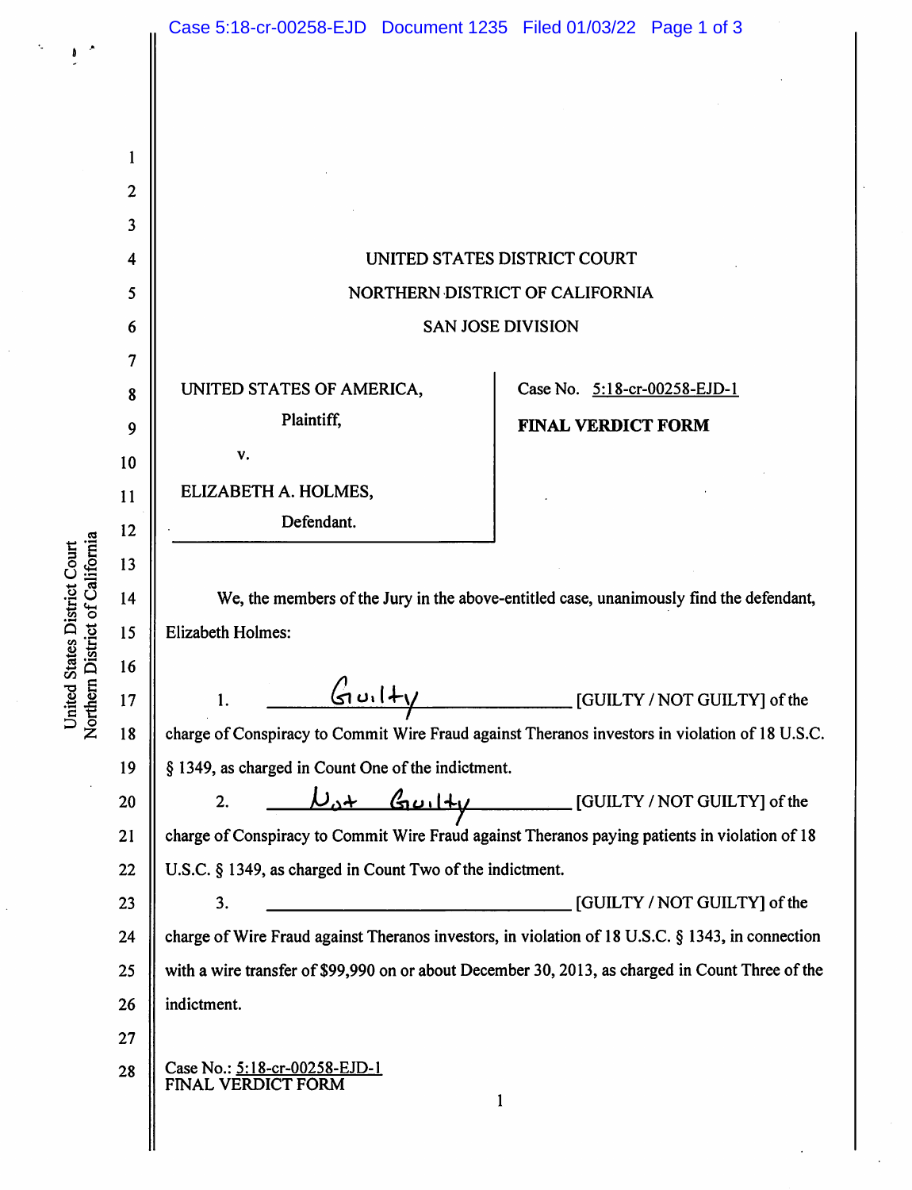UNITED STATES DISTRICT COURT

NORTHERN DISTRICT OF CALIFORNIA

SAN JOSE DIVISION

| UNITED STATES OF AMERICA, Plaintiff, v. ELIZABETH A. HOLMES, Defendant. | Case No. 5:18-cr-00258-EJD-1 **FINAL VERDICT FORM** |
|---|---|

We, the members of the Jury in the above-entitled case, unanimously find the defendant, Elizabeth Holmes:

1. Guilty [GUILTY / NOT GUILTY] of the charge of Conspiracy to Commit Wire Fraud against Theranos investors in violation of 18 U.S.C. § 1349, as charged in Count One of the indictment.

2. Not Guilty [GUILTY / NOT GUILTY] of the charge of Conspiracy to Commit Wire Fraud against Theranos paying patients in violation of 18 U.S.C. § 1349, as charged in Count Two of the indictment.

3. ______________________ [GUILTY / NOT GUILTY] of the charge of Wire Fraud against Theranos investors, in violation of 18 U.S.C. § 1343, in connection with a wire transfer of $99,990 on or about December 30, 2013, as charged in Count Three of the indictment.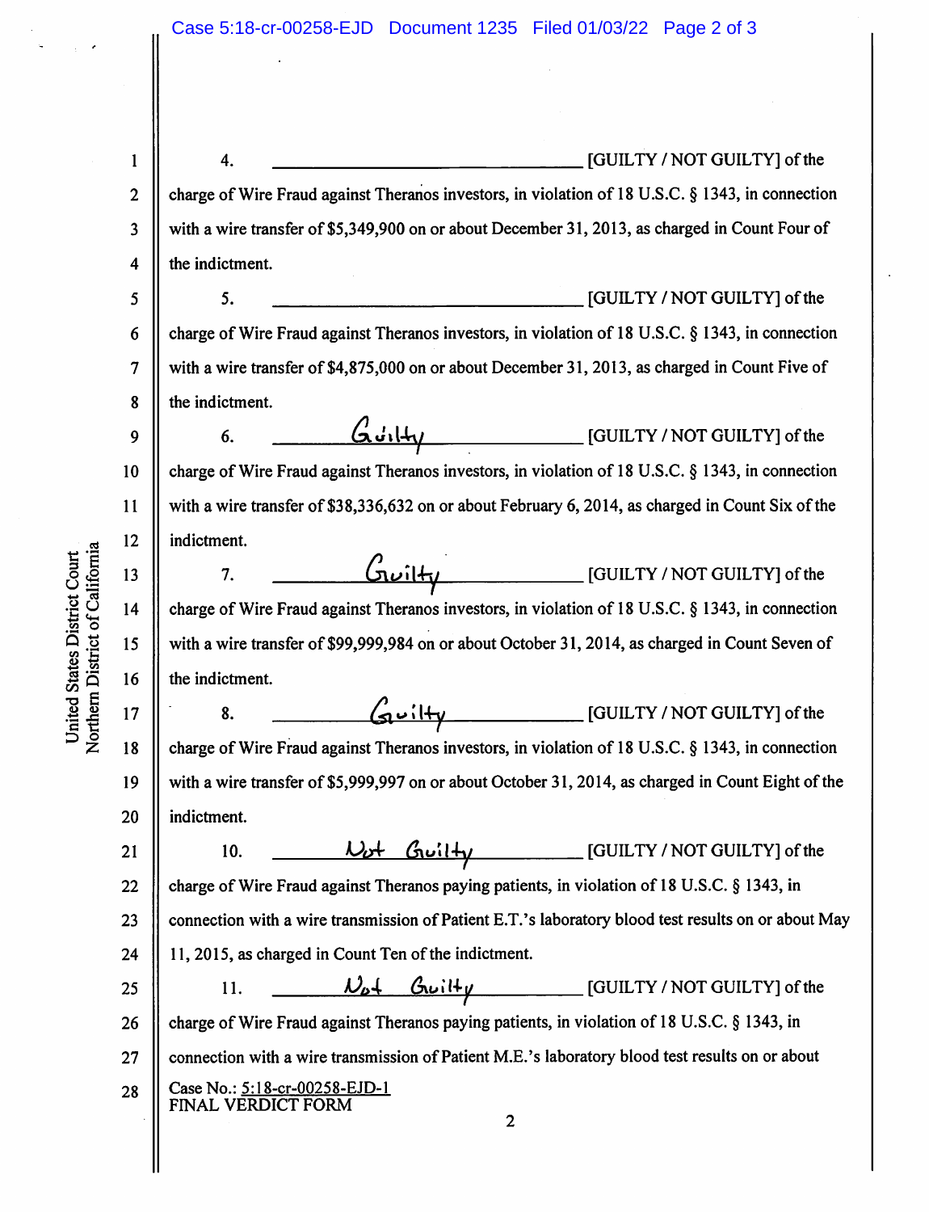4. ________________________________ [GUILTY / NOT GUILTY] of the charge of Wire Fraud against Theranos investors, in violation of 18 U.S.C. § 1343, in connection with a wire transfer of $5,349,900 on or about December 31, 2013, as charged in Count Four of the indictment.

5. ________________________________ [GUILTY / NOT GUILTY] of the charge of Wire Fraud against Theranos investors, in violation of 18 U.S.C. § 1343, in connection with a wire transfer of $4,875,000 on or about December 31, 2013, as charged in Count Five of the indictment.

6. ______Guilty______ [GUILTY / NOT GUILTY] of the charge of Wire Fraud against Theranos investors, in violation of 18 U.S.C. § 1343, in connection with a wire transfer of $38,336,632 on or about February 6, 2014, as charged in Count Six of the indictment.

7. ______Guilty______ [GUILTY / NOT GUILTY] of the charge of Wire Fraud against Theranos investors, in violation of 18 U.S.C. § 1343, in connection with a wire transfer of $99,999,984 on or about October 31, 2014, as charged in Count Seven of the indictment.

8. ______Guilty______ [GUILTY / NOT GUILTY] of the charge of Wire Fraud against Theranos investors, in violation of 18 U.S.C. § 1343, in connection with a wire transfer of $5,999,997 on or about October 31, 2014, as charged in Count Eight of the indictment.

10. ______Not Guilty______ [GUILTY / NOT GUILTY] of the charge of Wire Fraud against Theranos paying patients, in violation of 18 U.S.C. § 1343, in connection with a wire transmission of Patient E.T.'s laboratory blood test results on or about May 11, 2015, as charged in Count Ten of the indictment.

11. ______Not Guilty______ [GUILTY / NOT GUILTY] of the charge of Wire Fraud against Theranos paying patients, in violation of 18 U.S.C. § 1343, in connection with a wire transmission of Patient M.E.'s laboratory blood test results on or about

Case No.: 5:18-cr-00258-EJD-1
FINAL VERDICT FORM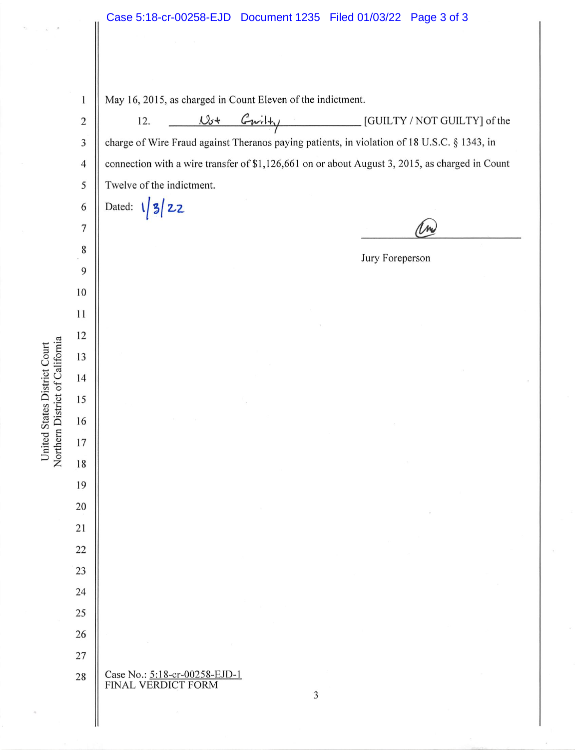May 16, 2015, as charged in Count Eleven of the indictment.

12. ____Not Guilty____ [GUILTY / NOT GUILTY] of the charge of Wire Fraud against Theranos paying patients, in violation of 18 U.S.C. § 1343, in connection with a wire transfer of $1,126,661 on or about August 3, 2015, as charged in Count Twelve of the indictment.

Dated: 1/3/22

____________________

Jury Foreperson

Case No.: 5:18-cr-00258-EJD-1
FINAL VERDICT FORM